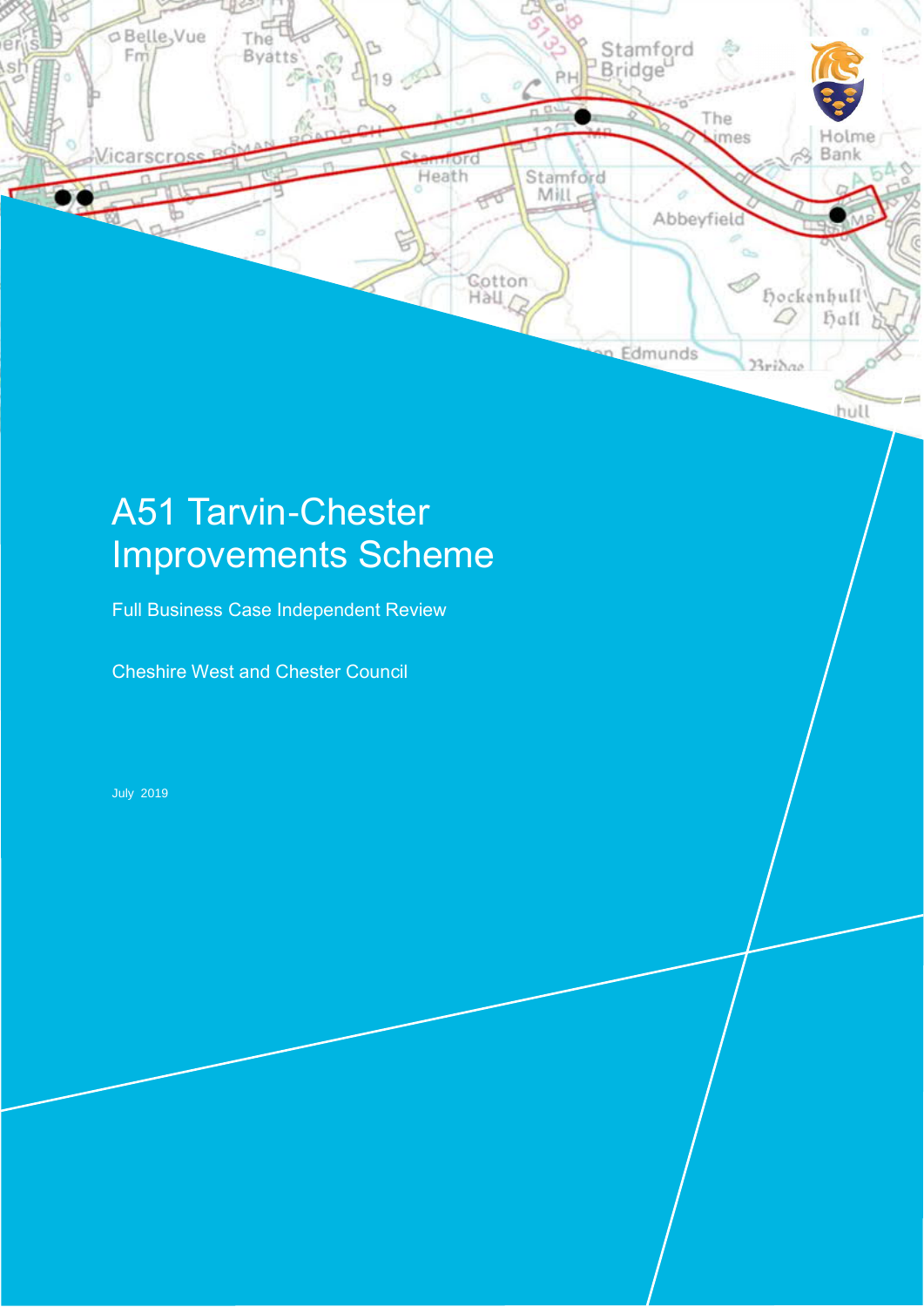# A51 Tarvin-Chester Improvements Scheme

Full Business Case Independent Review

Cheshire West and Chester Council

July 2019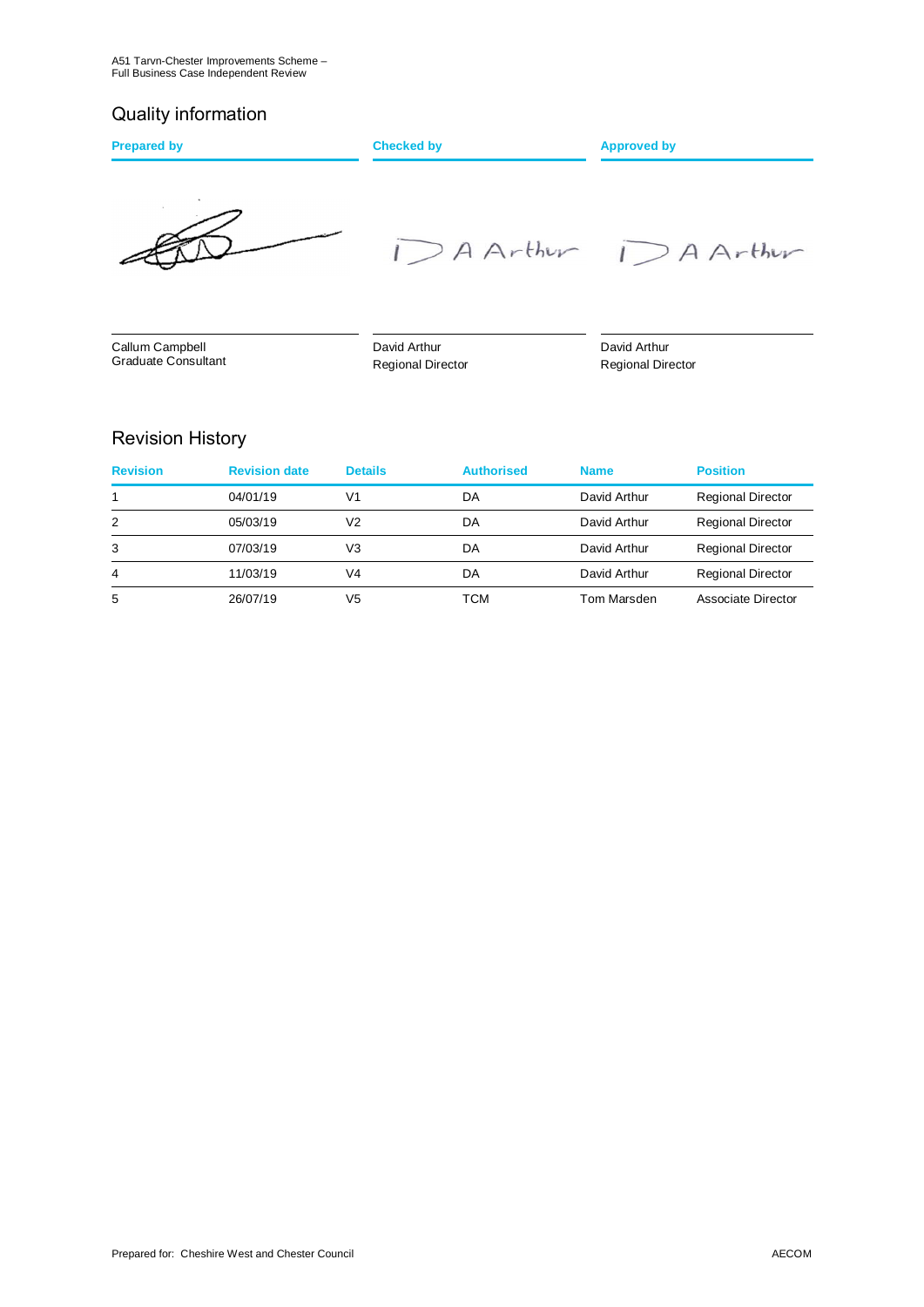## Quality information

| Prepared by | Checked by | Approved by |
|---|---|---|
| Callum Campbell<br>Graduate Consultant | David Arthur<br>Regional Director | David Arthur<br>Regional Director |

## Revision History

| Revision | Revision date | Details | Authorised | Name | Position |
|---|---|---|---|---|---|
| 1 | 04/01/19 | V1 | DA | David Arthur | Regional Director |
| 2 | 05/03/19 | V2 | DA | David Arthur | Regional Director |
| 3 | 07/03/19 | V3 | DA | David Arthur | Regional Director |
| 4 | 11/03/19 | V4 | DA | David Arthur | Regional Director |
| 5 | 26/07/19 | V5 | TCM | Tom Marsden | Associate Director |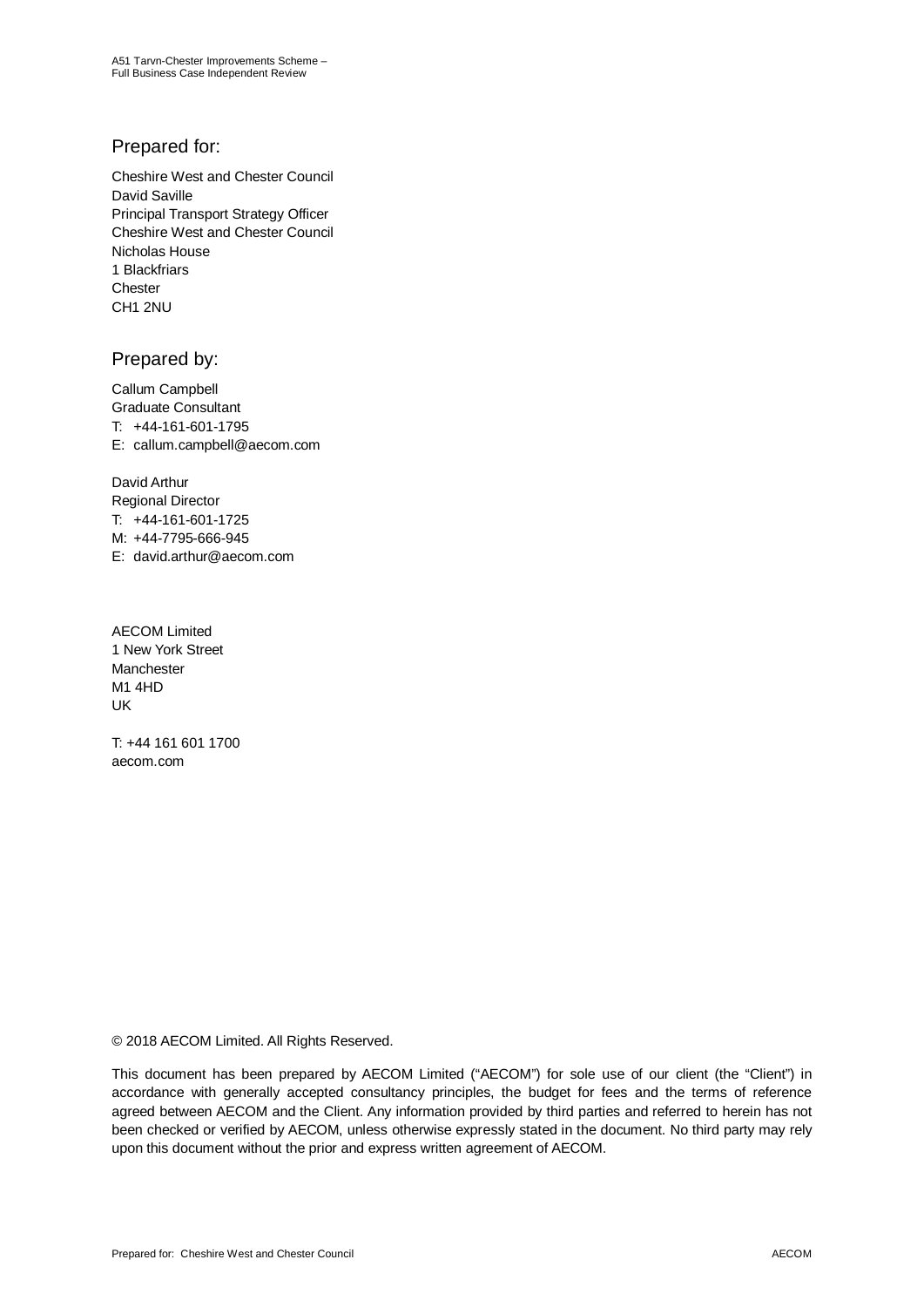## Prepared for:

Cheshire West and Chester Council
David Saville
Principal Transport Strategy Officer
Cheshire West and Chester Council
Nicholas House
1 Blackfriars
Chester
CH1 2NU

## Prepared by:

Callum Campbell
Graduate Consultant
T: +44-161-601-1795
E: callum.campbell@aecom.com

David Arthur
Regional Director
T: +44-161-601-1725
M: +44-7795-666-945
E: david.arthur@aecom.com

AECOM Limited
1 New York Street
Manchester
M1 4HD
UK

T: +44 161 601 1700
aecom.com

© 2018 AECOM Limited. All Rights Reserved.

This document has been prepared by AECOM Limited ("AECOM") for sole use of our client (the "Client") in accordance with generally accepted consultancy principles, the budget for fees and the terms of reference agreed between AECOM and the Client. Any information provided by third parties and referred to herein has not been checked or verified by AECOM, unless otherwise expressly stated in the document. No third party may rely upon this document without the prior and express written agreement of AECOM.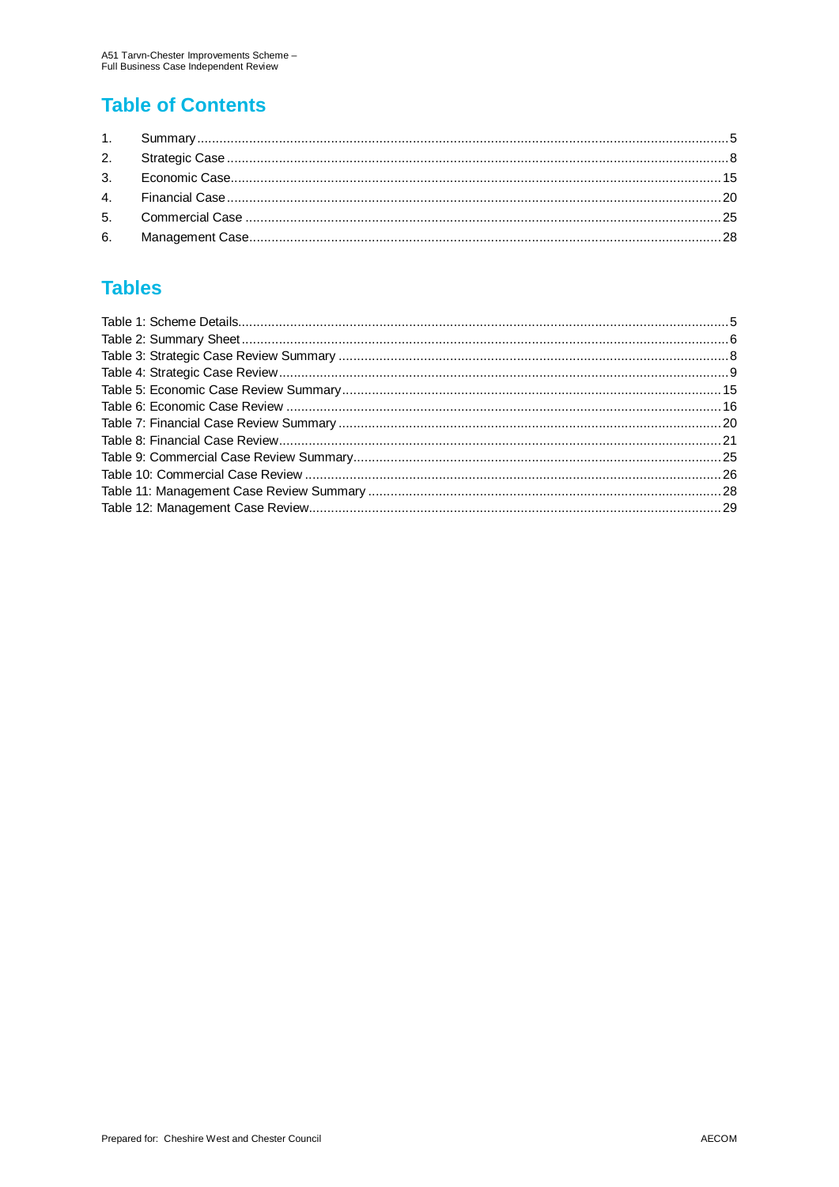## Table of Contents

1. Summary ..... 5
2. Strategic Case ..... 8
3. Economic Case ..... 15
4. Financial Case ..... 20
5. Commercial Case ..... 25
6. Management Case ..... 28

## Tables

Table 1: Scheme Details ..... 5
Table 2: Summary Sheet ..... 6
Table 3: Strategic Case Review Summary ..... 8
Table 4: Strategic Case Review ..... 9
Table 5: Economic Case Review Summary ..... 15
Table 6: Economic Case Review ..... 16
Table 7: Financial Case Review Summary ..... 20
Table 8: Financial Case Review ..... 21
Table 9: Commercial Case Review Summary ..... 25
Table 10: Commercial Case Review ..... 26
Table 11: Management Case Review Summary ..... 28
Table 12: Management Case Review ..... 29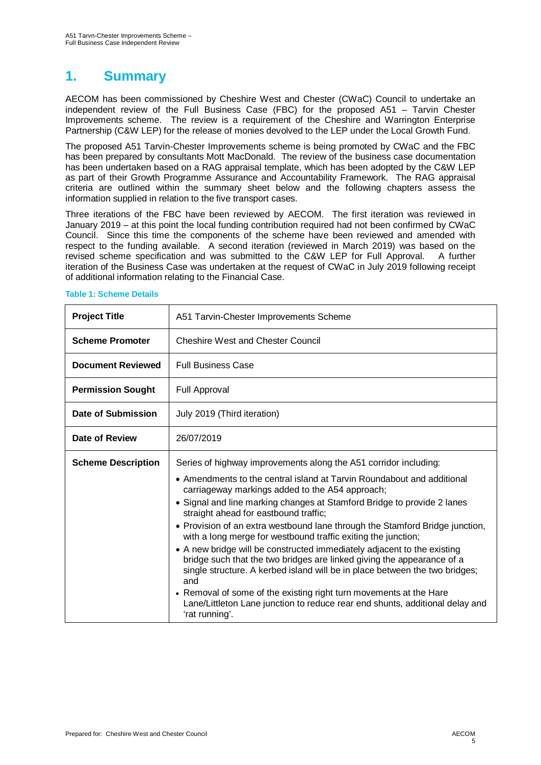# 1. Summary

AECOM has been commissioned by Cheshire West and Chester (CWaC) Council to undertake an independent review of the Full Business Case (FBC) for the proposed A51 – Tarvin Chester Improvements scheme. The review is a requirement of the Cheshire and Warrington Enterprise Partnership (C&W LEP) for the release of monies devolved to the LEP under the Local Growth Fund.

The proposed A51 Tarvin-Chester Improvements scheme is being promoted by CWaC and the FBC has been prepared by consultants Mott MacDonald. The review of the business case documentation has been undertaken based on a RAG appraisal template, which has been adopted by the C&W LEP as part of their Growth Programme Assurance and Accountability Framework. The RAG appraisal criteria are outlined within the summary sheet below and the following chapters assess the information supplied in relation to the five transport cases.

Three iterations of the FBC have been reviewed by AECOM. The first iteration was reviewed in January 2019 – at this point the local funding contribution required had not been confirmed by CWaC Council. Since this time the components of the scheme have been reviewed and amended with respect to the funding available. A second iteration (reviewed in March 2019) was based on the revised scheme specification and was submitted to the C&W LEP for Full Approval. A further iteration of the Business Case was undertaken at the request of CWaC in July 2019 following receipt of additional information relating to the Financial Case.

**Table 1: Scheme Details**

| | |
|---|---|
| **Project Title** | A51 Tarvin-Chester Improvements Scheme |
| **Scheme Promoter** | Cheshire West and Chester Council |
| **Document Reviewed** | Full Business Case |
| **Permission Sought** | Full Approval |
| **Date of Submission** | July 2019 (Third iteration) |
| **Date of Review** | 26/07/2019 |
| **Scheme Description** | Series of highway improvements along the A51 corridor including:<br>• Amendments to the central island at Tarvin Roundabout and additional carriageway markings added to the A54 approach;<br>• Signal and line marking changes at Stamford Bridge to provide 2 lanes straight ahead for eastbound traffic;<br>• Provision of an extra westbound lane through the Stamford Bridge junction, with a long merge for westbound traffic exiting the junction;<br>• A new bridge will be constructed immediately adjacent to the existing bridge such that the two bridges are linked giving the appearance of a single structure. A kerbed island will be in place between the two bridges; and<br>• Removal of some of the existing right turn movements at the Hare Lane/Littleton Lane junction to reduce rear end shunts, additional delay and 'rat running'. |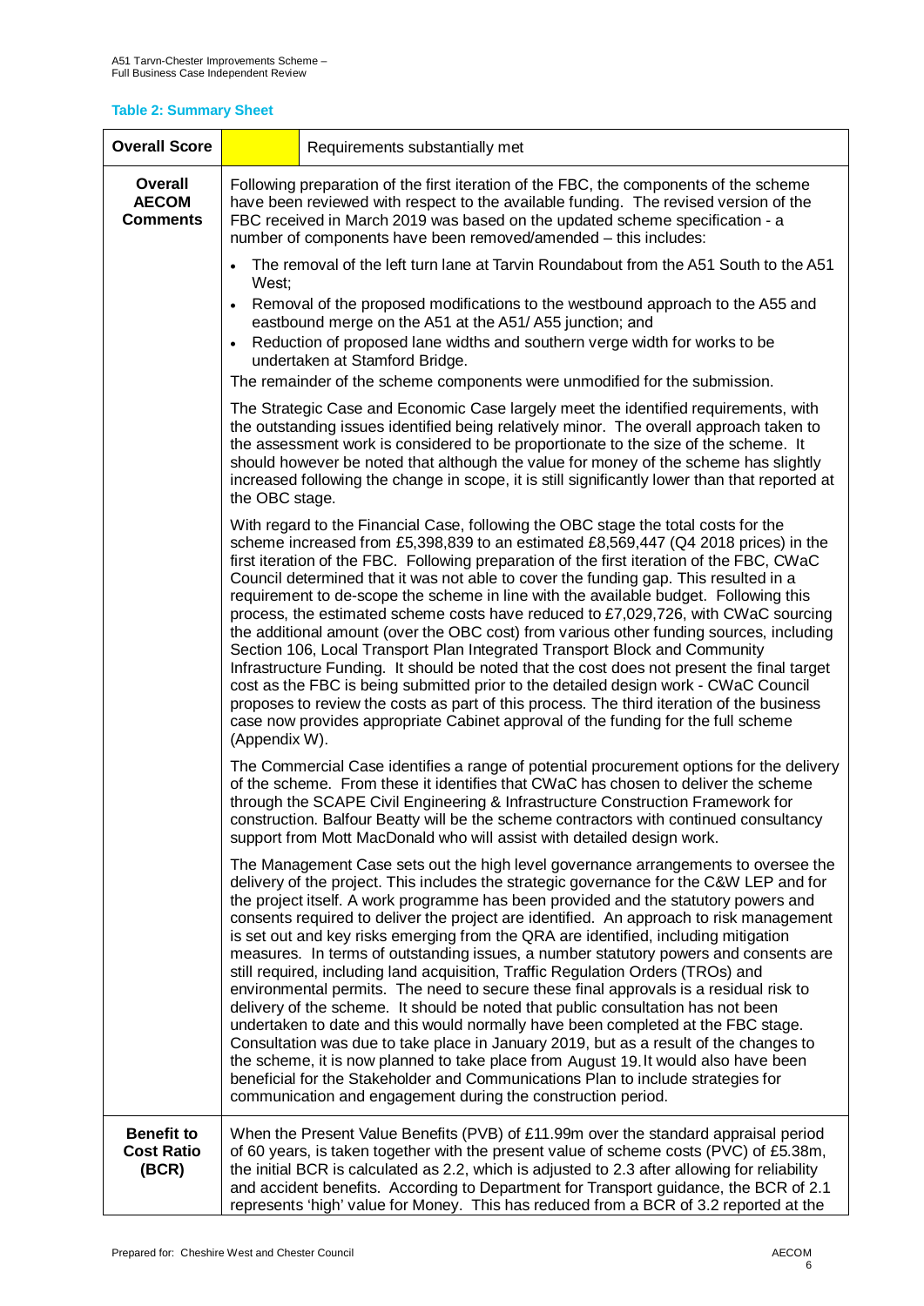**Table 2: Summary Sheet**

| Overall Score | | Requirements substantially met |
|---|---|---|
| **Overall AECOM Comments** | Following preparation of the first iteration of the FBC, the components of the scheme have been reviewed with respect to the available funding. The revised version of the FBC received in March 2019 was based on the updated scheme specification - a number of components have been removed/amended – this includes:<br><br>• The removal of the left turn lane at Tarvin Roundabout from the A51 South to the A51 West;<br>• Removal of the proposed modifications to the westbound approach to the A55 and eastbound merge on the A51 at the A51/ A55 junction; and<br>• Reduction of proposed lane widths and southern verge width for works to be undertaken at Stamford Bridge.<br><br>The remainder of the scheme components were unmodified for the submission.<br><br>The Strategic Case and Economic Case largely meet the identified requirements, with the outstanding issues identified being relatively minor. The overall approach taken to the assessment work is considered to be proportionate to the size of the scheme. It should however be noted that although the value for money of the scheme has slightly increased following the change in scope, it is still significantly lower than that reported at the OBC stage.<br><br>With regard to the Financial Case, following the OBC stage the total costs for the scheme increased from £5,398,839 to an estimated £8,569,447 (Q4 2018 prices) in the first iteration of the FBC. Following preparation of the first iteration of the FBC, CWaC Council determined that it was not able to cover the funding gap. This resulted in a requirement to de-scope the scheme in line with the available budget. Following this process, the estimated scheme costs have reduced to £7,029,726, with CWaC sourcing the additional amount (over the OBC cost) from various other funding sources, including Section 106, Local Transport Plan Integrated Transport Block and Community Infrastructure Funding. It should be noted that the cost does not present the final target cost as the FBC is being submitted prior to the detailed design work - CWaC Council proposes to review the costs as part of this process. The third iteration of the business case now provides appropriate Cabinet approval of the funding for the full scheme (Appendix W).<br><br>The Commercial Case identifies a range of potential procurement options for the delivery of the scheme. From these it identifies that CWaC has chosen to deliver the scheme through the SCAPE Civil Engineering & Infrastructure Construction Framework for construction. Balfour Beatty will be the scheme contractors with continued consultancy support from Mott MacDonald who will assist with detailed design work.<br><br>The Management Case sets out the high level governance arrangements to oversee the delivery of the project. This includes the strategic governance for the C&W LEP and for the project itself. A work programme has been provided and the statutory powers and consents required to deliver the project are identified. An approach to risk management is set out and key risks emerging from the QRA are identified, including mitigation measures. In terms of outstanding issues, a number statutory powers and consents are still required, including land acquisition, Traffic Regulation Orders (TROs) and environmental permits. The need to secure these final approvals is a residual risk to delivery of the scheme. It should be noted that public consultation has not been undertaken to date and this would normally have been completed at the FBC stage. Consultation was due to take place in January 2019, but as a result of the changes to the scheme, it is now planned to take place from August 19. It would also have been beneficial for the Stakeholder and Communications Plan to include strategies for communication and engagement during the construction period. | |
| **Benefit to Cost Ratio (BCR)** | When the Present Value Benefits (PVB) of £11.99m over the standard appraisal period of 60 years, is taken together with the present value of scheme costs (PVC) of £5.38m, the initial BCR is calculated as 2.2, which is adjusted to 2.3 after allowing for reliability and accident benefits. According to Department for Transport guidance, the BCR of 2.1 represents 'high' value for Money. This has reduced from a BCR of 3.2 reported at the | |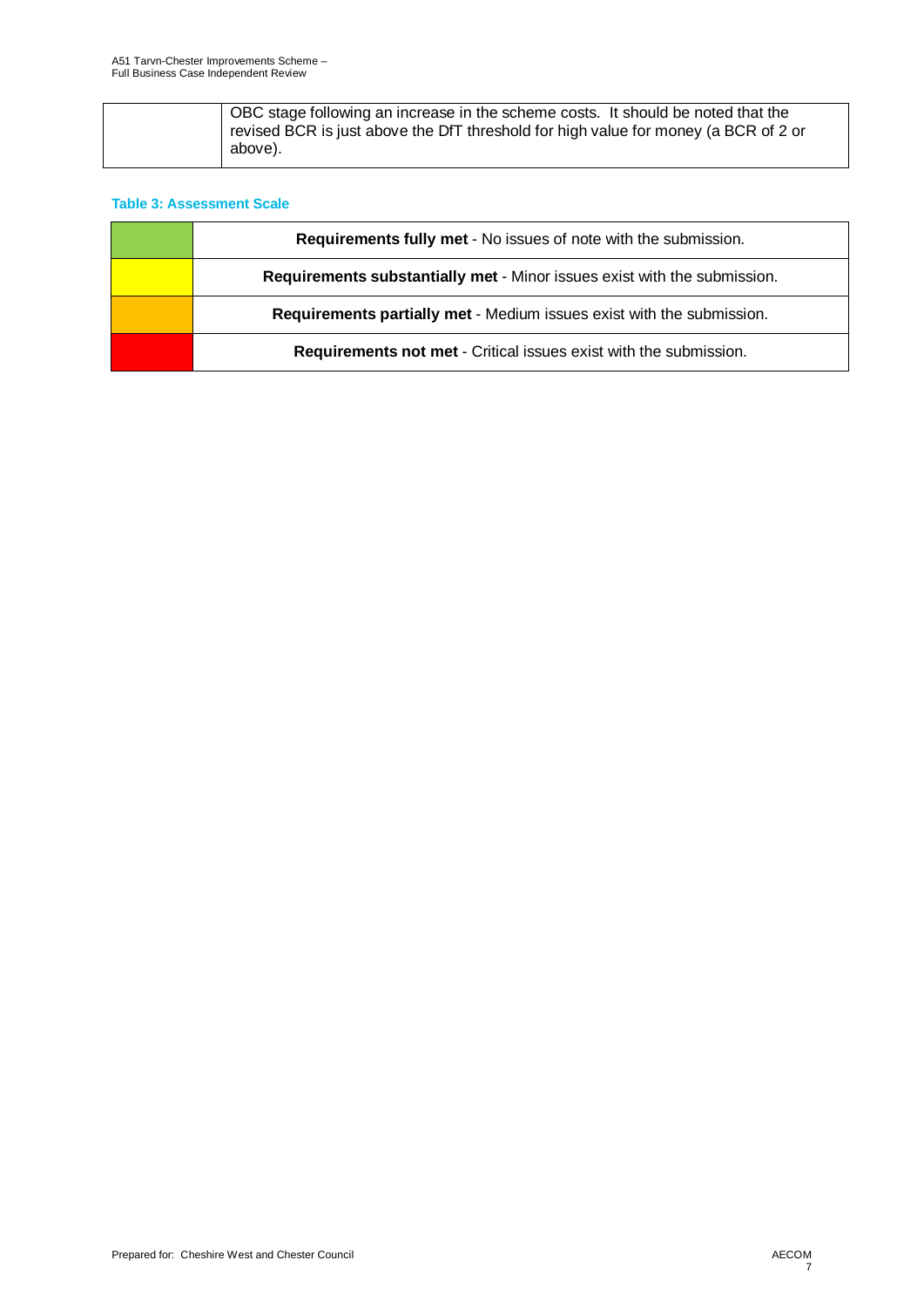| | |
|---|---|
| | OBC stage following an increase in the scheme costs. It should be noted that the revised BCR is just above the DfT threshold for high value for money (a BCR of 2 or above). |

**Table 3: Assessment Scale**

| | |
|---|---|
| (Green) | **Requirements fully met** - No issues of note with the submission. |
| (Yellow) | **Requirements substantially met** - Minor issues exist with the submission. |
| (Amber) | **Requirements partially met** - Medium issues exist with the submission. |
| (Red) | **Requirements not met** - Critical issues exist with the submission. |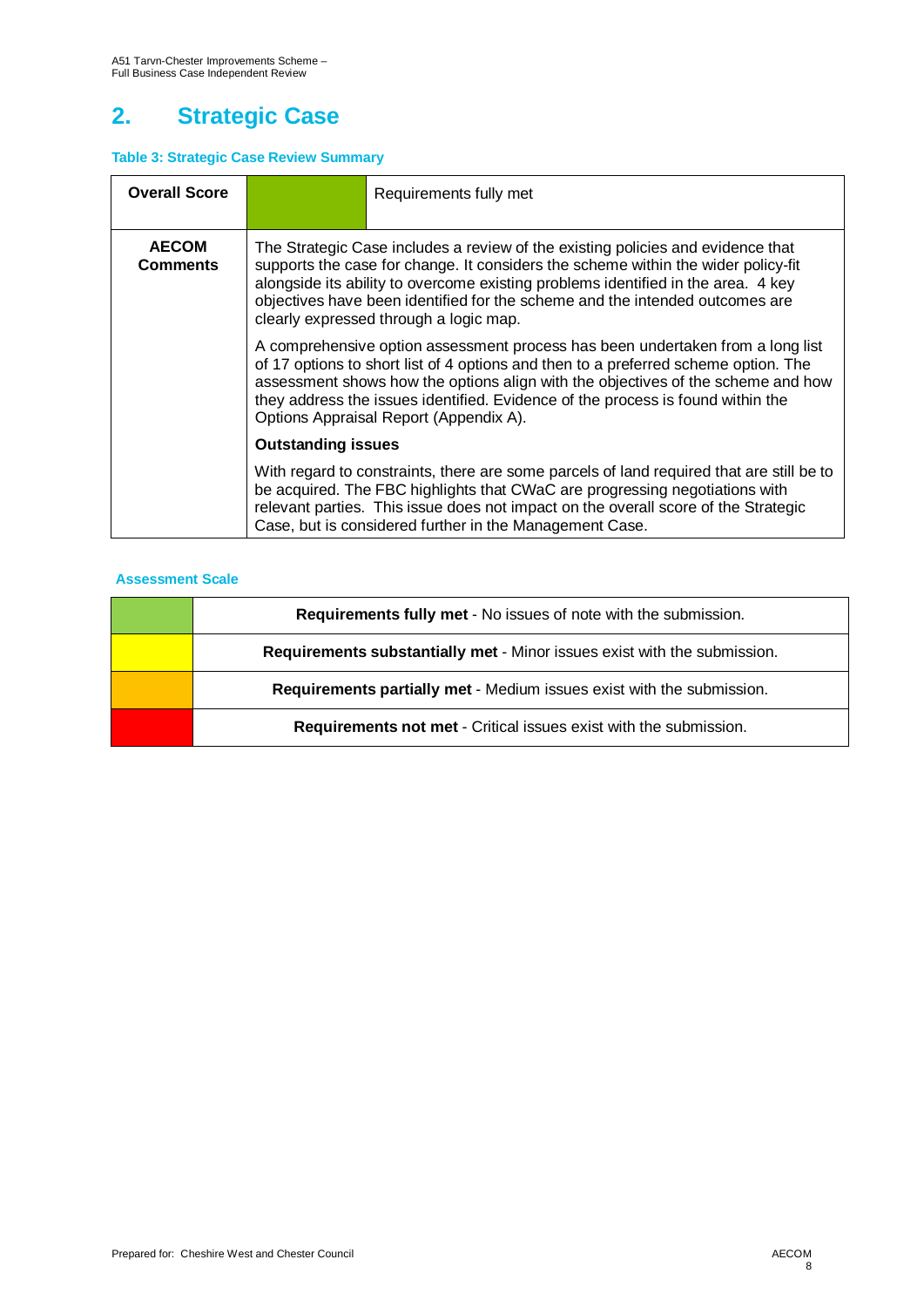## 2. Strategic Case

**Table 3: Strategic Case Review Summary**

| **Overall Score** | | Requirements fully met |
|---|---|---|
| **AECOM Comments** | The Strategic Case includes a review of the existing policies and evidence that supports the case for change. It considers the scheme within the wider policy-fit alongside its ability to overcome existing problems identified in the area. 4 key objectives have been identified for the scheme and the intended outcomes are clearly expressed through a logic map.<br><br>A comprehensive option assessment process has been undertaken from a long list of 17 options to short list of 4 options and then to a preferred scheme option. The assessment shows how the options align with the objectives of the scheme and how they address the issues identified. Evidence of the process is found within the Options Appraisal Report (Appendix A).<br><br>**Outstanding issues**<br><br>With regard to constraints, there are some parcels of land required that are still be to be acquired. The FBC highlights that CWaC are progressing negotiations with relevant parties. This issue does not impact on the overall score of the Strategic Case, but is considered further in the Management Case. | |

**Assessment Scale**

| | |
|---|---|
| (Green) | **Requirements fully met** - No issues of note with the submission. |
| (Yellow) | **Requirements substantially met** - Minor issues exist with the submission. |
| (Amber) | **Requirements partially met** - Medium issues exist with the submission. |
| (Red) | **Requirements not met** - Critical issues exist with the submission. |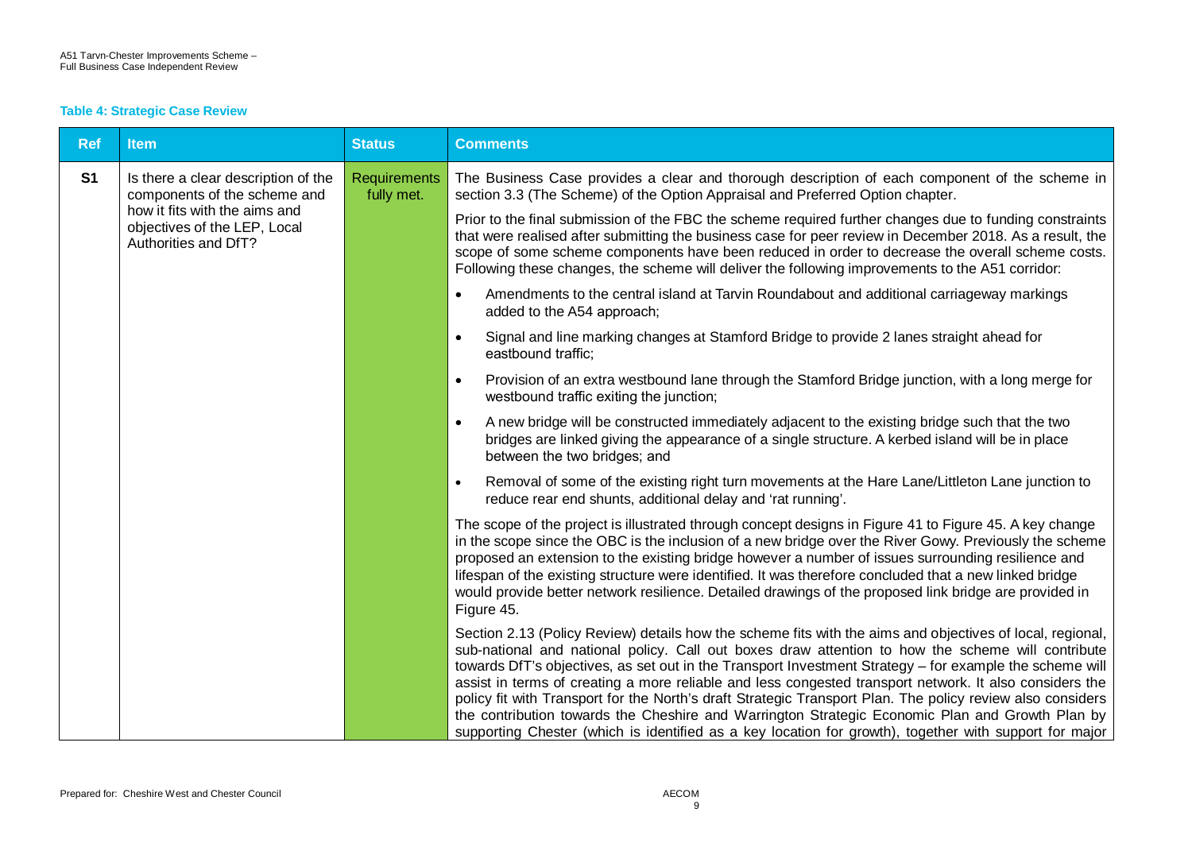**Table 4: Strategic Case Review**

| Ref | Item | Status | Comments |
| --- | --- | --- | --- |
| S1 | Is there a clear description of the components of the scheme and how it fits with the aims and objectives of the LEP, Local Authorities and DfT? | Requirements fully met. | The Business Case provides a clear and thorough description of each component of the scheme in section 3.3 (The Scheme) of the Option Appraisal and Preferred Option chapter.<br><br>Prior to the final submission of the FBC the scheme required further changes due to funding constraints that were realised after submitting the business case for peer review in December 2018. As a result, the scope of some scheme components have been reduced in order to decrease the overall scheme costs. Following these changes, the scheme will deliver the following improvements to the A51 corridor:<br><br>• Amendments to the central island at Tarvin Roundabout and additional carriageway markings added to the A54 approach;<br>• Signal and line marking changes at Stamford Bridge to provide 2 lanes straight ahead for eastbound traffic;<br>• Provision of an extra westbound lane through the Stamford Bridge junction, with a long merge for westbound traffic exiting the junction;<br>• A new bridge will be constructed immediately adjacent to the existing bridge such that the two bridges are linked giving the appearance of a single structure. A kerbed island will be in place between the two bridges; and<br>• Removal of some of the existing right turn movements at the Hare Lane/Littleton Lane junction to reduce rear end shunts, additional delay and 'rat running'.<br><br>The scope of the project is illustrated through concept designs in Figure 41 to Figure 45. A key change in the scope since the OBC is the inclusion of a new bridge over the River Gowy. Previously the scheme proposed an extension to the existing bridge however a number of issues surrounding resilience and lifespan of the existing structure were identified. It was therefore concluded that a new linked bridge would provide better network resilience. Detailed drawings of the proposed link bridge are provided in Figure 45.<br><br>Section 2.13 (Policy Review) details how the scheme fits with the aims and objectives of local, regional, sub-national and national policy. Call out boxes draw attention to how the scheme will contribute towards DfT's objectives, as set out in the Transport Investment Strategy – for example the scheme will assist in terms of creating a more reliable and less congested transport network. It also considers the policy fit with Transport for the North's draft Strategic Transport Plan. The policy review also considers the contribution towards the Cheshire and Warrington Strategic Economic Plan and Growth Plan by supporting Chester (which is identified as a key location for growth), together with support for major |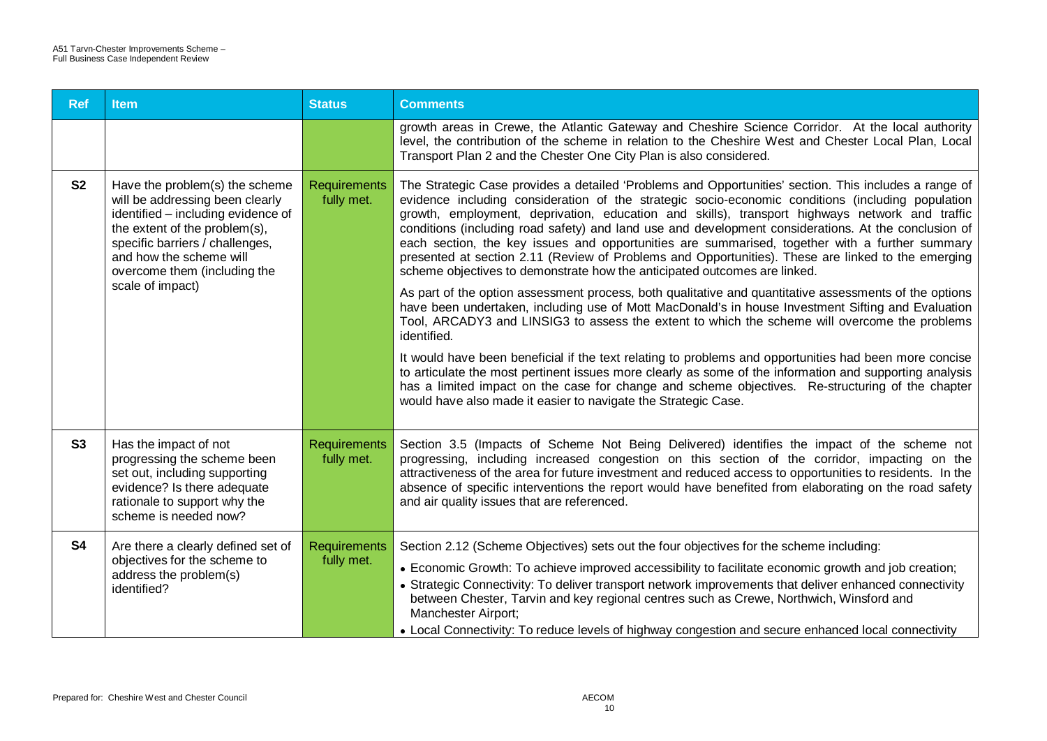| Ref | Item | Status | Comments |
|---|---|---|---|
| | | | growth areas in Crewe, the Atlantic Gateway and Cheshire Science Corridor. At the local authority level, the contribution of the scheme in relation to the Cheshire West and Chester Local Plan, Local Transport Plan 2 and the Chester One City Plan is also considered. |
| S2 | Have the problem(s) the scheme will be addressing been clearly identified – including evidence of the extent of the problem(s), specific barriers / challenges, and how the scheme will overcome them (including the scale of impact) | Requirements fully met. | The Strategic Case provides a detailed 'Problems and Opportunities' section. This includes a range of evidence including consideration of the strategic socio-economic conditions (including population growth, employment, deprivation, education and skills), transport highways network and traffic conditions (including road safety) and land use and development considerations. At the conclusion of each section, the key issues and opportunities are summarised, together with a further summary presented at section 2.11 (Review of Problems and Opportunities). These are linked to the emerging scheme objectives to demonstrate how the anticipated outcomes are linked.<br><br>As part of the option assessment process, both qualitative and quantitative assessments of the options have been undertaken, including use of Mott MacDonald's in house Investment Sifting and Evaluation Tool, ARCADY3 and LINSIG3 to assess the extent to which the scheme will overcome the problems identified.<br><br>It would have been beneficial if the text relating to problems and opportunities had been more concise to articulate the most pertinent issues more clearly as some of the information and supporting analysis has a limited impact on the case for change and scheme objectives. Re-structuring of the chapter would have also made it easier to navigate the Strategic Case. |
| S3 | Has the impact of not progressing the scheme been set out, including supporting evidence? Is there adequate rationale to support why the scheme is needed now? | Requirements fully met. | Section 3.5 (Impacts of Scheme Not Being Delivered) identifies the impact of the scheme not progressing, including increased congestion on this section of the corridor, impacting on the attractiveness of the area for future investment and reduced access to opportunities to residents. In the absence of specific interventions the report would have benefited from elaborating on the road safety and air quality issues that are referenced. |
| S4 | Are there a clearly defined set of objectives for the scheme to address the problem(s) identified? | Requirements fully met. | Section 2.12 (Scheme Objectives) sets out the four objectives for the scheme including:<br><br>• Economic Growth: To achieve improved accessibility to facilitate economic growth and job creation;<br>• Strategic Connectivity: To deliver transport network improvements that deliver enhanced connectivity between Chester, Tarvin and key regional centres such as Crewe, Northwich, Winsford and Manchester Airport;<br>• Local Connectivity: To reduce levels of highway congestion and secure enhanced local connectivity |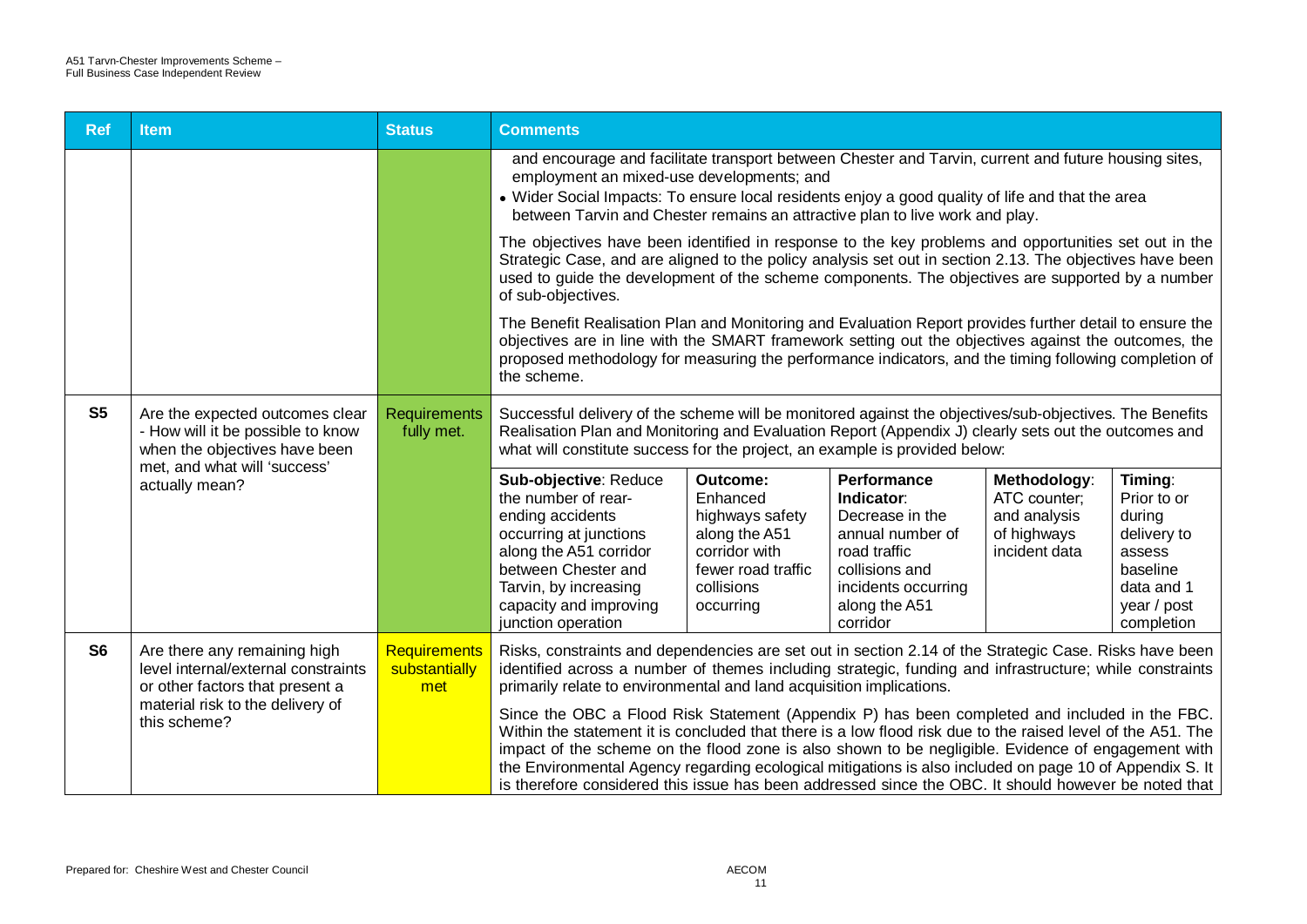| Ref | Item | Status | Comments |
|---|---|---|---|
| | | | and encourage and facilitate transport between Chester and Tarvin, current and future housing sites, employment an mixed-use developments; and<br>• Wider Social Impacts: To ensure local residents enjoy a good quality of life and that the area between Tarvin and Chester remains an attractive plan to live work and play.<br><br>The objectives have been identified in response to the key problems and opportunities set out in the Strategic Case, and are aligned to the policy analysis set out in section 2.13. The objectives have been used to guide the development of the scheme components. The objectives are supported by a number of sub-objectives.<br><br>The Benefit Realisation Plan and Monitoring and Evaluation Report provides further detail to ensure the objectives are in line with the SMART framework setting out the objectives against the outcomes, the proposed methodology for measuring the performance indicators, and the timing following completion of the scheme. |
| S5 | Are the expected outcomes clear - How will it be possible to know when the objectives have been met, and what will 'success' actually mean? | Requirements fully met. | Successful delivery of the scheme will be monitored against the objectives/sub-objectives. The Benefits Realisation Plan and Monitoring and Evaluation Report (Appendix J) clearly sets out the outcomes and what will constitute success for the project, an example is provided below:<br><br>**Sub-objective**: Reduce the number of rear-ending accidents occurring at junctions along the A51 corridor between Chester and Tarvin, by increasing capacity and improving junction operation<br>**Outcome:** Enhanced highways safety along the A51 corridor with fewer road traffic collisions occurring<br>**Performance Indicator**: Decrease in the annual number of road traffic collisions and incidents occurring along the A51 corridor<br>**Methodology**: ATC counter; and analysis of highways incident data<br>**Timing**: Prior to or during delivery to assess baseline data and 1 year / post completion |
| S6 | Are there any remaining high level internal/external constraints or other factors that present a material risk to the delivery of this scheme? | Requirements substantially met | Risks, constraints and dependencies are set out in section 2.14 of the Strategic Case. Risks have been identified across a number of themes including strategic, funding and infrastructure; while constraints primarily relate to environmental and land acquisition implications.<br><br>Since the OBC a Flood Risk Statement (Appendix P) has been completed and included in the FBC. Within the statement it is concluded that there is a low flood risk due to the raised level of the A51. The impact of the scheme on the flood zone is also shown to be negligible. Evidence of engagement with the Environmental Agency regarding ecological mitigations is also included on page 10 of Appendix S. It is therefore considered this issue has been addressed since the OBC. It should however be noted that |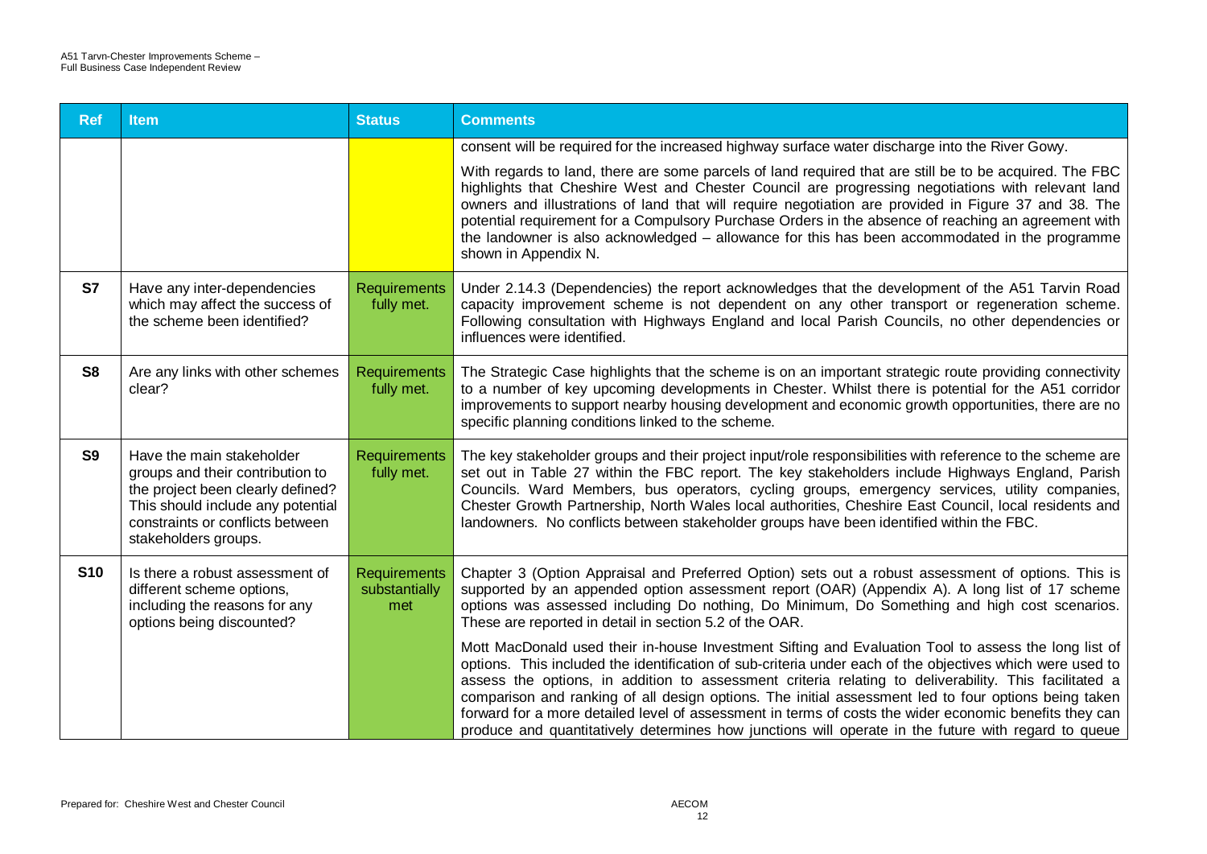| Ref | Item | Status | Comments |
| --- | --- | --- | --- |
| | | | consent will be required for the increased highway surface water discharge into the River Gowy.<br><br>With regards to land, there are some parcels of land required that are still be to be acquired. The FBC highlights that Cheshire West and Chester Council are progressing negotiations with relevant land owners and illustrations of land that will require negotiation are provided in Figure 37 and 38. The potential requirement for a Compulsory Purchase Orders in the absence of reaching an agreement with the landowner is also acknowledged – allowance for this has been accommodated in the programme shown in Appendix N. |
| S7 | Have any inter-dependencies which may affect the success of the scheme been identified? | Requirements fully met. | Under 2.14.3 (Dependencies) the report acknowledges that the development of the A51 Tarvin Road capacity improvement scheme is not dependent on any other transport or regeneration scheme. Following consultation with Highways England and local Parish Councils, no other dependencies or influences were identified. |
| S8 | Are any links with other schemes clear? | Requirements fully met. | The Strategic Case highlights that the scheme is on an important strategic route providing connectivity to a number of key upcoming developments in Chester. Whilst there is potential for the A51 corridor improvements to support nearby housing development and economic growth opportunities, there are no specific planning conditions linked to the scheme. |
| S9 | Have the main stakeholder groups and their contribution to the project been clearly defined? This should include any potential constraints or conflicts between stakeholders groups. | Requirements fully met. | The key stakeholder groups and their project input/role responsibilities with reference to the scheme are set out in Table 27 within the FBC report. The key stakeholders include Highways England, Parish Councils. Ward Members, bus operators, cycling groups, emergency services, utility companies, Chester Growth Partnership, North Wales local authorities, Cheshire East Council, local residents and landowners. No conflicts between stakeholder groups have been identified within the FBC. |
| S10 | Is there a robust assessment of different scheme options, including the reasons for any options being discounted? | Requirements substantially met | Chapter 3 (Option Appraisal and Preferred Option) sets out a robust assessment of options. This is supported by an appended option assessment report (OAR) (Appendix A). A long list of 17 scheme options was assessed including Do nothing, Do Minimum, Do Something and high cost scenarios. These are reported in detail in section 5.2 of the OAR.<br><br>Mott MacDonald used their in-house Investment Sifting and Evaluation Tool to assess the long list of options. This included the identification of sub-criteria under each of the objectives which were used to assess the options, in addition to assessment criteria relating to deliverability. This facilitated a comparison and ranking of all design options. The initial assessment led to four options being taken forward for a more detailed level of assessment in terms of costs the wider economic benefits they can produce and quantitatively determines how junctions will operate in the future with regard to queue |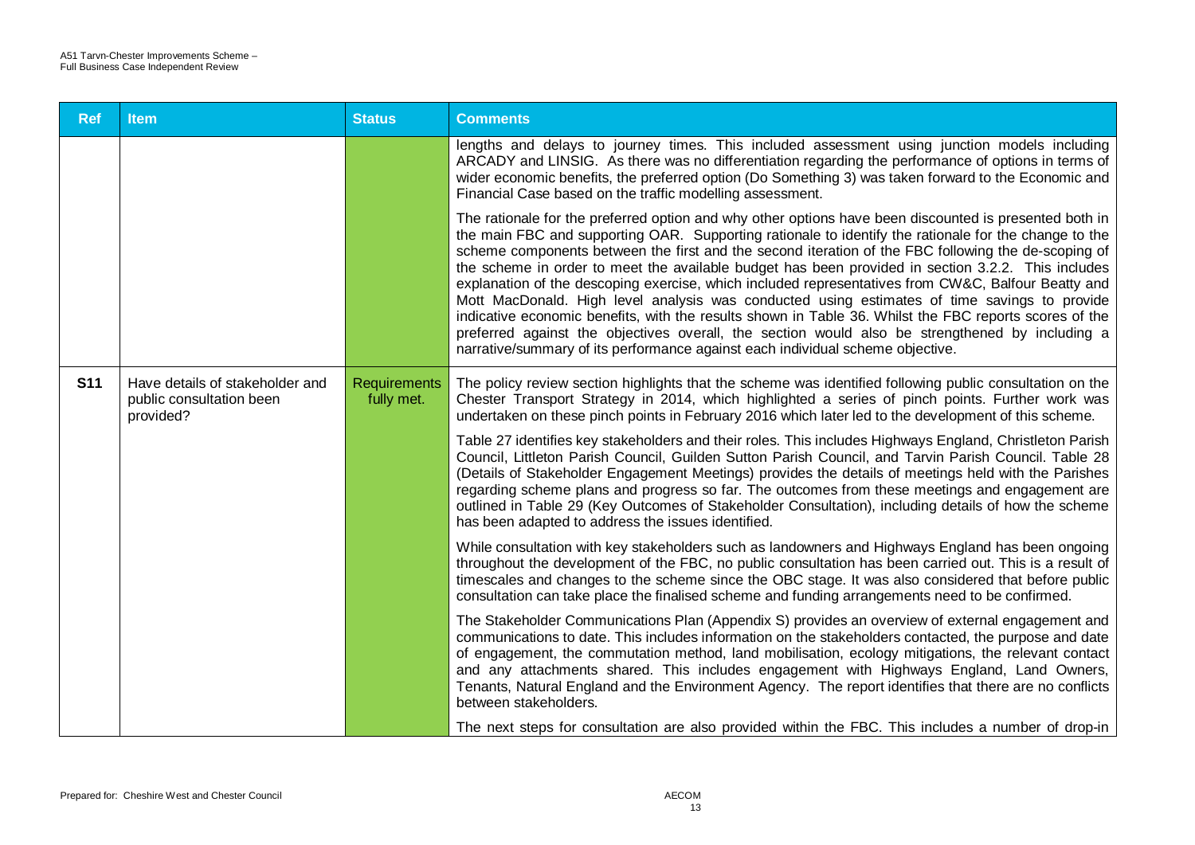| Ref | Item | Status | Comments |
|---|---|---|---|
| | | | lengths and delays to journey times. This included assessment using junction models including ARCADY and LINSIG. As there was no differentiation regarding the performance of options in terms of wider economic benefits, the preferred option (Do Something 3) was taken forward to the Economic and Financial Case based on the traffic modelling assessment.<br><br>The rationale for the preferred option and why other options have been discounted is presented both in the main FBC and supporting OAR. Supporting rationale to identify the rationale for the change to the scheme components between the first and the second iteration of the FBC following the de-scoping of the scheme in order to meet the available budget has been provided in section 3.2.2. This includes explanation of the descoping exercise, which included representatives from CW&C, Balfour Beatty and Mott MacDonald. High level analysis was conducted using estimates of time savings to provide indicative economic benefits, with the results shown in Table 36. Whilst the FBC reports scores of the preferred against the objectives overall, the section would also be strengthened by including a narrative/summary of its performance against each individual scheme objective. |
| S11 | Have details of stakeholder and public consultation been provided? | Requirements fully met. | The policy review section highlights that the scheme was identified following public consultation on the Chester Transport Strategy in 2014, which highlighted a series of pinch points. Further work was undertaken on these pinch points in February 2016 which later led to the development of this scheme.<br><br>Table 27 identifies key stakeholders and their roles. This includes Highways England, Christleton Parish Council, Littleton Parish Council, Guilden Sutton Parish Council, and Tarvin Parish Council. Table 28 (Details of Stakeholder Engagement Meetings) provides the details of meetings held with the Parishes regarding scheme plans and progress so far. The outcomes from these meetings and engagement are outlined in Table 29 (Key Outcomes of Stakeholder Consultation), including details of how the scheme has been adapted to address the issues identified.<br><br>While consultation with key stakeholders such as landowners and Highways England has been ongoing throughout the development of the FBC, no public consultation has been carried out. This is a result of timescales and changes to the scheme since the OBC stage. It was also considered that before public consultation can take place the finalised scheme and funding arrangements need to be confirmed.<br><br>The Stakeholder Communications Plan (Appendix S) provides an overview of external engagement and communications to date. This includes information on the stakeholders contacted, the purpose and date of engagement, the commutation method, land mobilisation, ecology mitigations, the relevant contact and any attachments shared. This includes engagement with Highways England, Land Owners, Tenants, Natural England and the Environment Agency. The report identifies that there are no conflicts between stakeholders.<br><br>The next steps for consultation are also provided within the FBC. This includes a number of drop-in |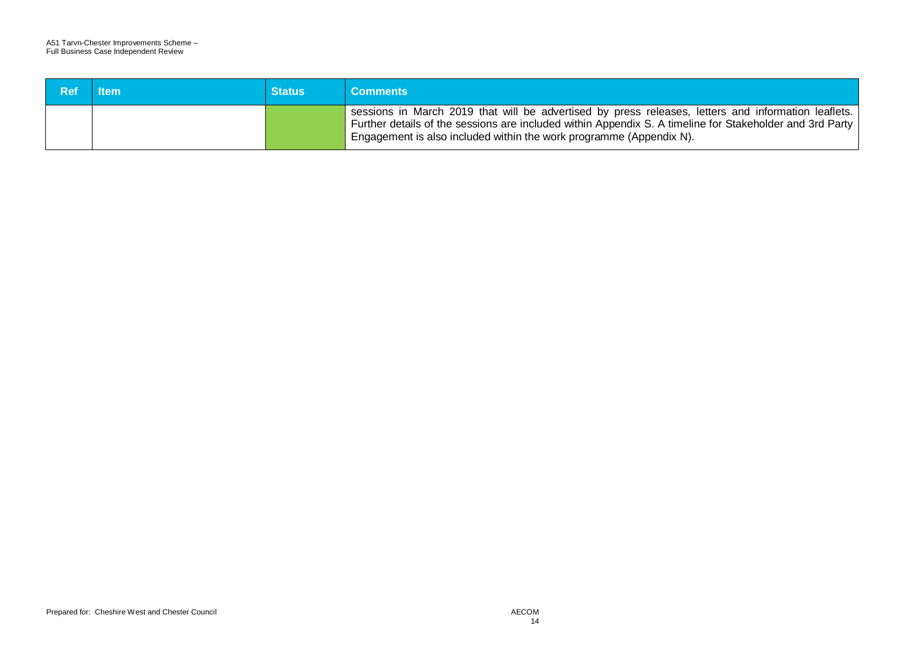| Ref | Item | Status | Comments |
|---|---|---|---|
| | | | sessions in March 2019 that will be advertised by press releases, letters and information leaflets. Further details of the sessions are included within Appendix S. A timeline for Stakeholder and 3rd Party Engagement is also included within the work programme (Appendix N). |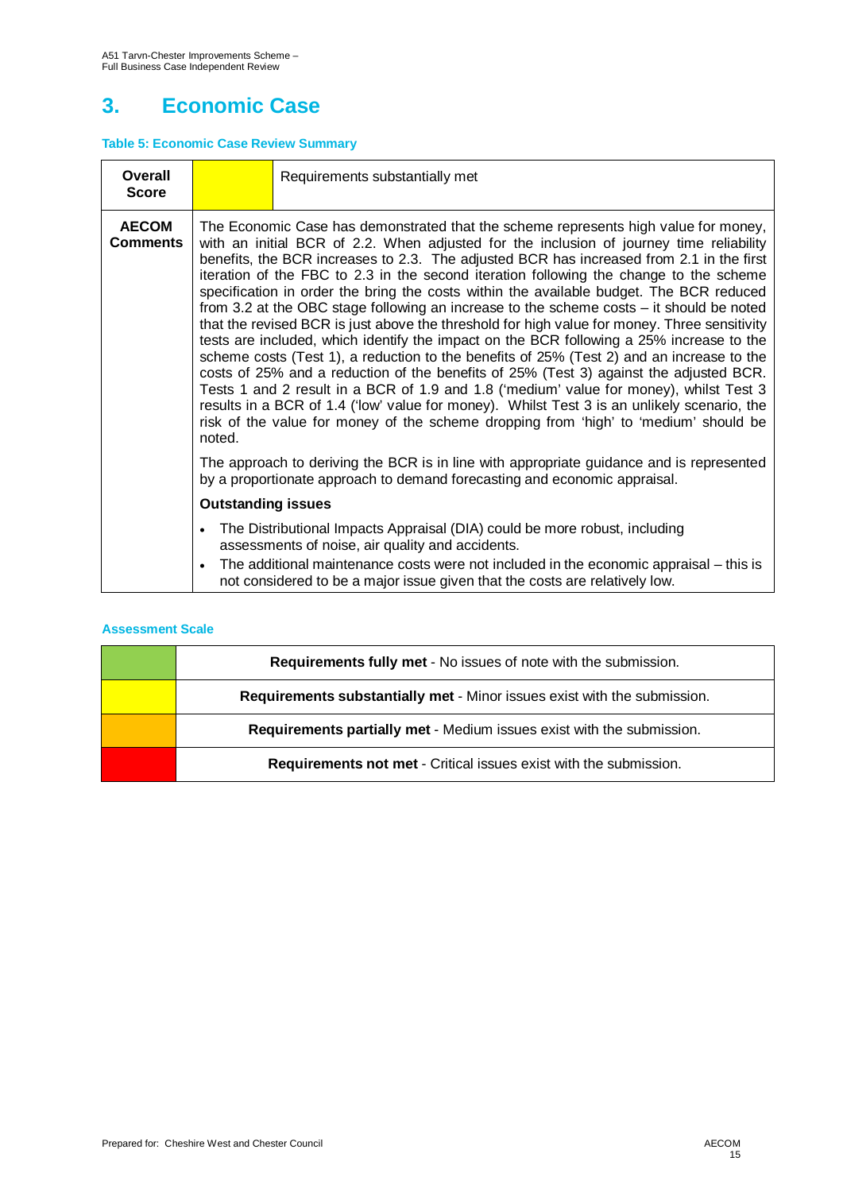# 3. Economic Case

**Table 5: Economic Case Review Summary**

| **Overall Score** | | Requirements substantially met |
|---|---|---|
| **AECOM Comments** | The Economic Case has demonstrated that the scheme represents high value for money, with an initial BCR of 2.2. When adjusted for the inclusion of journey time reliability benefits, the BCR increases to 2.3. The adjusted BCR has increased from 2.1 in the first iteration of the FBC to 2.3 in the second iteration following the change to the scheme specification in order the bring the costs within the available budget. The BCR reduced from 3.2 at the OBC stage following an increase to the scheme costs – it should be noted that the revised BCR is just above the threshold for high value for money. Three sensitivity tests are included, which identify the impact on the BCR following a 25% increase to the scheme costs (Test 1), a reduction to the benefits of 25% (Test 2) and an increase to the costs of 25% and a reduction of the benefits of 25% (Test 3) against the adjusted BCR. Tests 1 and 2 result in a BCR of 1.9 and 1.8 ('medium' value for money), whilst Test 3 results in a BCR of 1.4 ('low' value for money). Whilst Test 3 is an unlikely scenario, the risk of the value for money of the scheme dropping from 'high' to 'medium' should be noted.<br><br>The approach to deriving the BCR is in line with appropriate guidance and is represented by a proportionate approach to demand forecasting and economic appraisal.<br><br>**Outstanding issues**<br><br>• The Distributional Impacts Appraisal (DIA) could be more robust, including assessments of noise, air quality and accidents.<br>• The additional maintenance costs were not included in the economic appraisal – this is not considered to be a major issue given that the costs are relatively low. | |

**Assessment Scale**

| | |
|---|---|
| (Green) | **Requirements fully met** - No issues of note with the submission. |
| (Yellow) | **Requirements substantially met** - Minor issues exist with the submission. |
| (Amber) | **Requirements partially met** - Medium issues exist with the submission. |
| (Red) | **Requirements not met** - Critical issues exist with the submission. |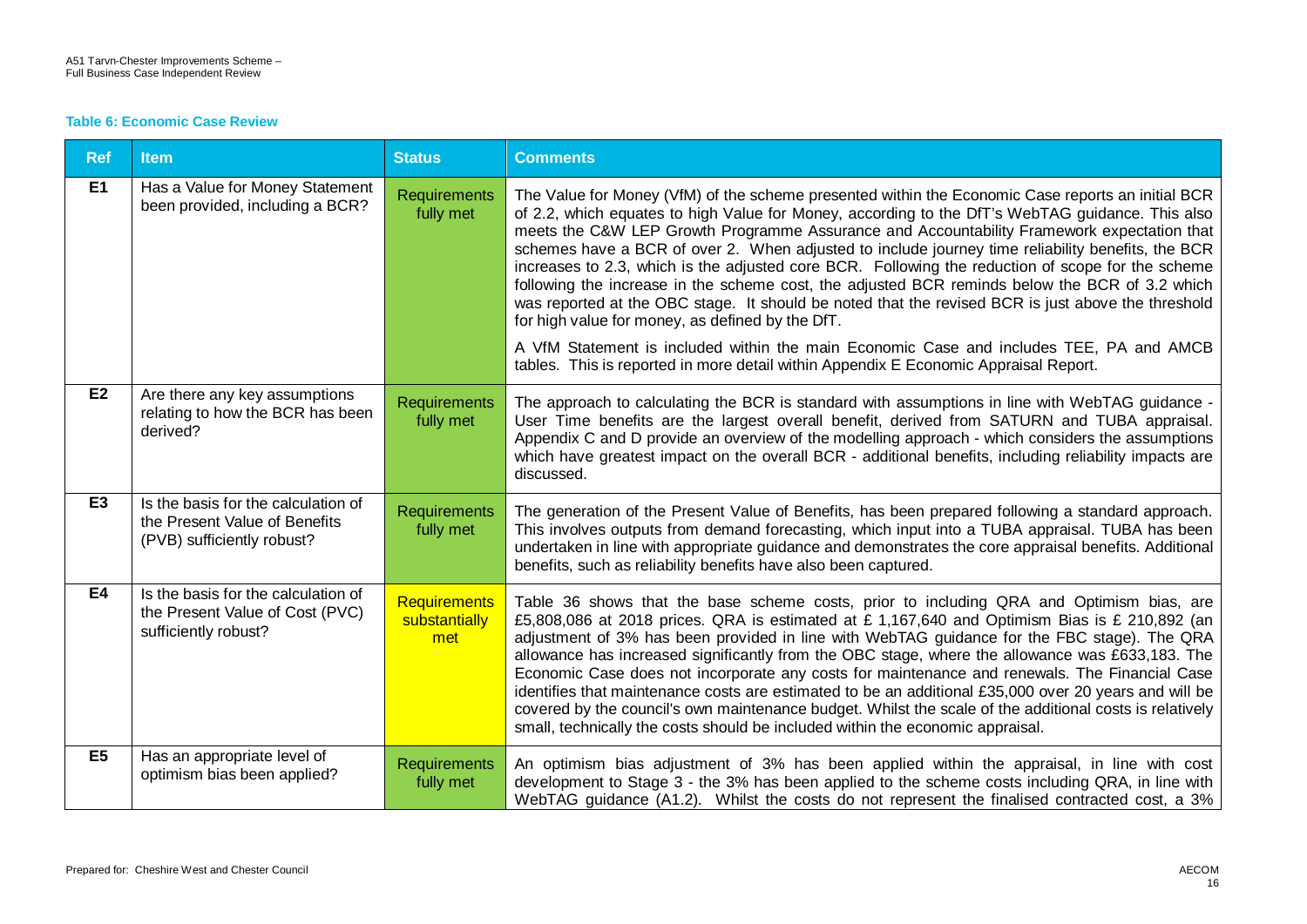**Table 6: Economic Case Review**

| Ref | Item | Status | Comments |
|---|---|---|---|
| E1 | Has a Value for Money Statement been provided, including a BCR? | Requirements fully met | The Value for Money (VfM) of the scheme presented within the Economic Case reports an initial BCR of 2.2, which equates to high Value for Money, according to the DfT's WebTAG guidance. This also meets the C&W LEP Growth Programme Assurance and Accountability Framework expectation that schemes have a BCR of over 2. When adjusted to include journey time reliability benefits, the BCR increases to 2.3, which is the adjusted core BCR. Following the reduction of scope for the scheme following the increase in the scheme cost, the adjusted BCR reminds below the BCR of 3.2 which was reported at the OBC stage. It should be noted that the revised BCR is just above the threshold for high value for money, as defined by the DfT.<br><br>A VfM Statement is included within the main Economic Case and includes TEE, PA and AMCB tables. This is reported in more detail within Appendix E Economic Appraisal Report. |
| E2 | Are there any key assumptions relating to how the BCR has been derived? | Requirements fully met | The approach to calculating the BCR is standard with assumptions in line with WebTAG guidance - User Time benefits are the largest overall benefit, derived from SATURN and TUBA appraisal. Appendix C and D provide an overview of the modelling approach - which considers the assumptions which have greatest impact on the overall BCR - additional benefits, including reliability impacts are discussed. |
| E3 | Is the basis for the calculation of the Present Value of Benefits (PVB) sufficiently robust? | Requirements fully met | The generation of the Present Value of Benefits, has been prepared following a standard approach. This involves outputs from demand forecasting, which input into a TUBA appraisal. TUBA has been undertaken in line with appropriate guidance and demonstrates the core appraisal benefits. Additional benefits, such as reliability benefits have also been captured. |
| E4 | Is the basis for the calculation of the Present Value of Cost (PVC) sufficiently robust? | Requirements substantially met | Table 36 shows that the base scheme costs, prior to including QRA and Optimism bias, are £5,808,086 at 2018 prices. QRA is estimated at £ 1,167,640 and Optimism Bias is £ 210,892 (an adjustment of 3% has been provided in line with WebTAG guidance for the FBC stage). The QRA allowance has increased significantly from the OBC stage, where the allowance was £633,183. The Economic Case does not incorporate any costs for maintenance and renewals. The Financial Case identifies that maintenance costs are estimated to be an additional £35,000 over 20 years and will be covered by the council's own maintenance budget. Whilst the scale of the additional costs is relatively small, technically the costs should be included within the economic appraisal. |
| E5 | Has an appropriate level of optimism bias been applied? | Requirements fully met | An optimism bias adjustment of 3% has been applied within the appraisal, in line with cost development to Stage 3 - the 3% has been applied to the scheme costs including QRA, in line with WebTAG guidance (A1.2). Whilst the costs do not represent the finalised contracted cost, a 3% |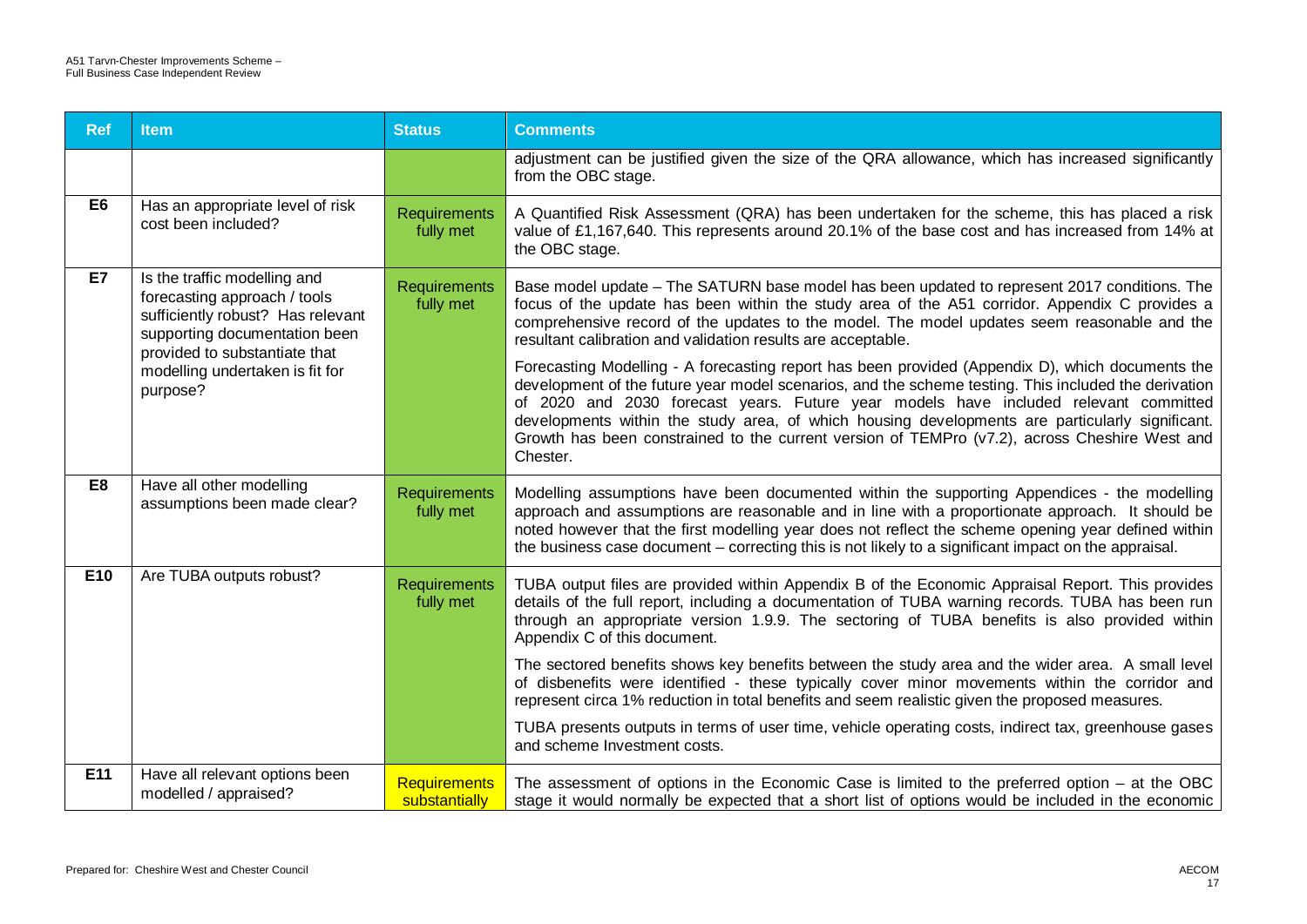| Ref | Item | Status | Comments |
|---|---|---|---|
| | | | adjustment can be justified given the size of the QRA allowance, which has increased significantly from the OBC stage. |
| E6 | Has an appropriate level of risk cost been included? | Requirements fully met | A Quantified Risk Assessment (QRA) has been undertaken for the scheme, this has placed a risk value of £1,167,640. This represents around 20.1% of the base cost and has increased from 14% at the OBC stage. |
| E7 | Is the traffic modelling and forecasting approach / tools sufficiently robust? Has relevant supporting documentation been provided to substantiate that modelling undertaken is fit for purpose? | Requirements fully met | Base model update – The SATURN base model has been updated to represent 2017 conditions. The focus of the update has been within the study area of the A51 corridor. Appendix C provides a comprehensive record of the updates to the model. The model updates seem reasonable and the resultant calibration and validation results are acceptable.<br><br>Forecasting Modelling - A forecasting report has been provided (Appendix D), which documents the development of the future year model scenarios, and the scheme testing. This included the derivation of 2020 and 2030 forecast years. Future year models have included relevant committed developments within the study area, of which housing developments are particularly significant. Growth has been constrained to the current version of TEMPro (v7.2), across Cheshire West and Chester. |
| E8 | Have all other modelling assumptions been made clear? | Requirements fully met | Modelling assumptions have been documented within the supporting Appendices - the modelling approach and assumptions are reasonable and in line with a proportionate approach. It should be noted however that the first modelling year does not reflect the scheme opening year defined within the business case document – correcting this is not likely to a significant impact on the appraisal. |
| E10 | Are TUBA outputs robust? | Requirements fully met | TUBA output files are provided within Appendix B of the Economic Appraisal Report. This provides details of the full report, including a documentation of TUBA warning records. TUBA has been run through an appropriate version 1.9.9. The sectoring of TUBA benefits is also provided within Appendix C of this document.<br><br>The sectored benefits shows key benefits between the study area and the wider area. A small level of disbenefits were identified - these typically cover minor movements within the corridor and represent circa 1% reduction in total benefits and seem realistic given the proposed measures.<br><br>TUBA presents outputs in terms of user time, vehicle operating costs, indirect tax, greenhouse gases and scheme Investment costs. |
| E11 | Have all relevant options been modelled / appraised? | Requirements substantially | The assessment of options in the Economic Case is limited to the preferred option – at the OBC stage it would normally be expected that a short list of options would be included in the economic |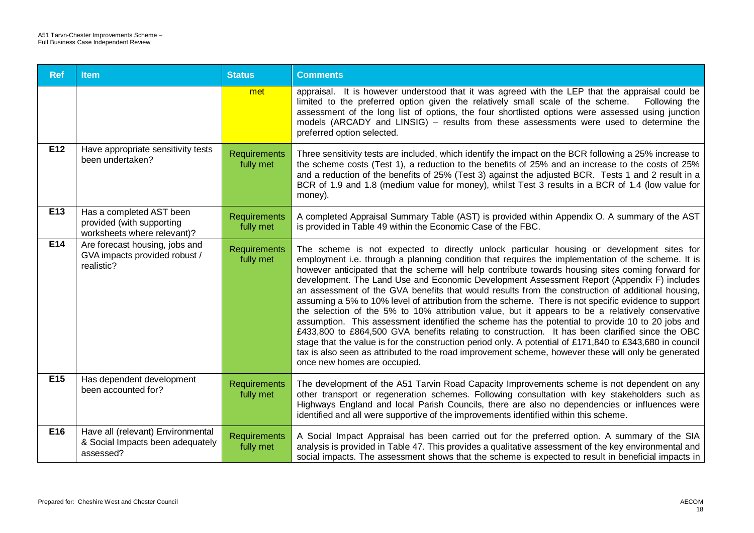| Ref | Item | Status | Comments |
|---|---|---|---|
| | | met | appraisal. It is however understood that it was agreed with the LEP that the appraisal could be limited to the preferred option given the relatively small scale of the scheme. Following the assessment of the long list of options, the four shortlisted options were assessed using junction models (ARCADY and LINSIG) – results from these assessments were used to determine the preferred option selected. |
| E12 | Have appropriate sensitivity tests been undertaken? | Requirements fully met | Three sensitivity tests are included, which identify the impact on the BCR following a 25% increase to the scheme costs (Test 1), a reduction to the benefits of 25% and an increase to the costs of 25% and a reduction of the benefits of 25% (Test 3) against the adjusted BCR. Tests 1 and 2 result in a BCR of 1.9 and 1.8 (medium value for money), whilst Test 3 results in a BCR of 1.4 (low value for money). |
| E13 | Has a completed AST been provided (with supporting worksheets where relevant)? | Requirements fully met | A completed Appraisal Summary Table (AST) is provided within Appendix O. A summary of the AST is provided in Table 49 within the Economic Case of the FBC. |
| E14 | Are forecast housing, jobs and GVA impacts provided robust / realistic? | Requirements fully met | The scheme is not expected to directly unlock particular housing or development sites for employment i.e. through a planning condition that requires the implementation of the scheme. It is however anticipated that the scheme will help contribute towards housing sites coming forward for development. The Land Use and Economic Development Assessment Report (Appendix F) includes an assessment of the GVA benefits that would results from the construction of additional housing, assuming a 5% to 10% level of attribution from the scheme. There is not specific evidence to support the selection of the 5% to 10% attribution value, but it appears to be a relatively conservative assumption. This assessment identified the scheme has the potential to provide 10 to 20 jobs and £433,800 to £864,500 GVA benefits relating to construction. It has been clarified since the OBC stage that the value is for the construction period only. A potential of £171,840 to £343,680 in council tax is also seen as attributed to the road improvement scheme, however these will only be generated once new homes are occupied. |
| E15 | Has dependent development been accounted for? | Requirements fully met | The development of the A51 Tarvin Road Capacity Improvements scheme is not dependent on any other transport or regeneration schemes. Following consultation with key stakeholders such as Highways England and local Parish Councils, there are also no dependencies or influences were identified and all were supportive of the improvements identified within this scheme. |
| E16 | Have all (relevant) Environmental & Social Impacts been adequately assessed? | Requirements fully met | A Social Impact Appraisal has been carried out for the preferred option. A summary of the SIA analysis is provided in Table 47. This provides a qualitative assessment of the key environmental and social impacts. The assessment shows that the scheme is expected to result in beneficial impacts in |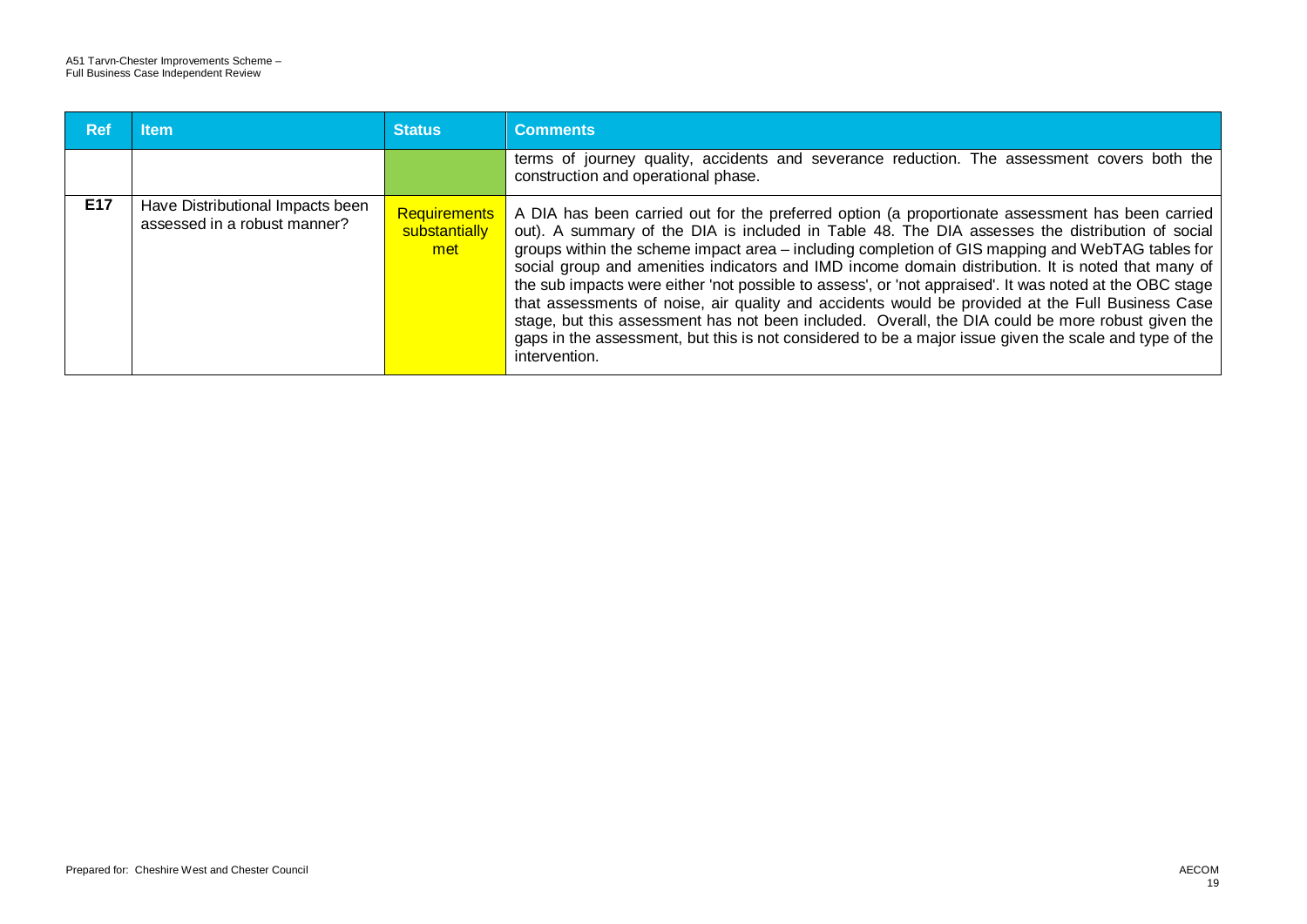| Ref | Item | Status | Comments |
| --- | --- | --- | --- |
| | | | terms of journey quality, accidents and severance reduction. The assessment covers both the construction and operational phase. |
| E17 | Have Distributional Impacts been assessed in a robust manner? | Requirements substantially met | A DIA has been carried out for the preferred option (a proportionate assessment has been carried out). A summary of the DIA is included in Table 48. The DIA assesses the distribution of social groups within the scheme impact area – including completion of GIS mapping and WebTAG tables for social group and amenities indicators and IMD income domain distribution. It is noted that many of the sub impacts were either 'not possible to assess', or 'not appraised'. It was noted at the OBC stage that assessments of noise, air quality and accidents would be provided at the Full Business Case stage, but this assessment has not been included. Overall, the DIA could be more robust given the gaps in the assessment, but this is not considered to be a major issue given the scale and type of the intervention. |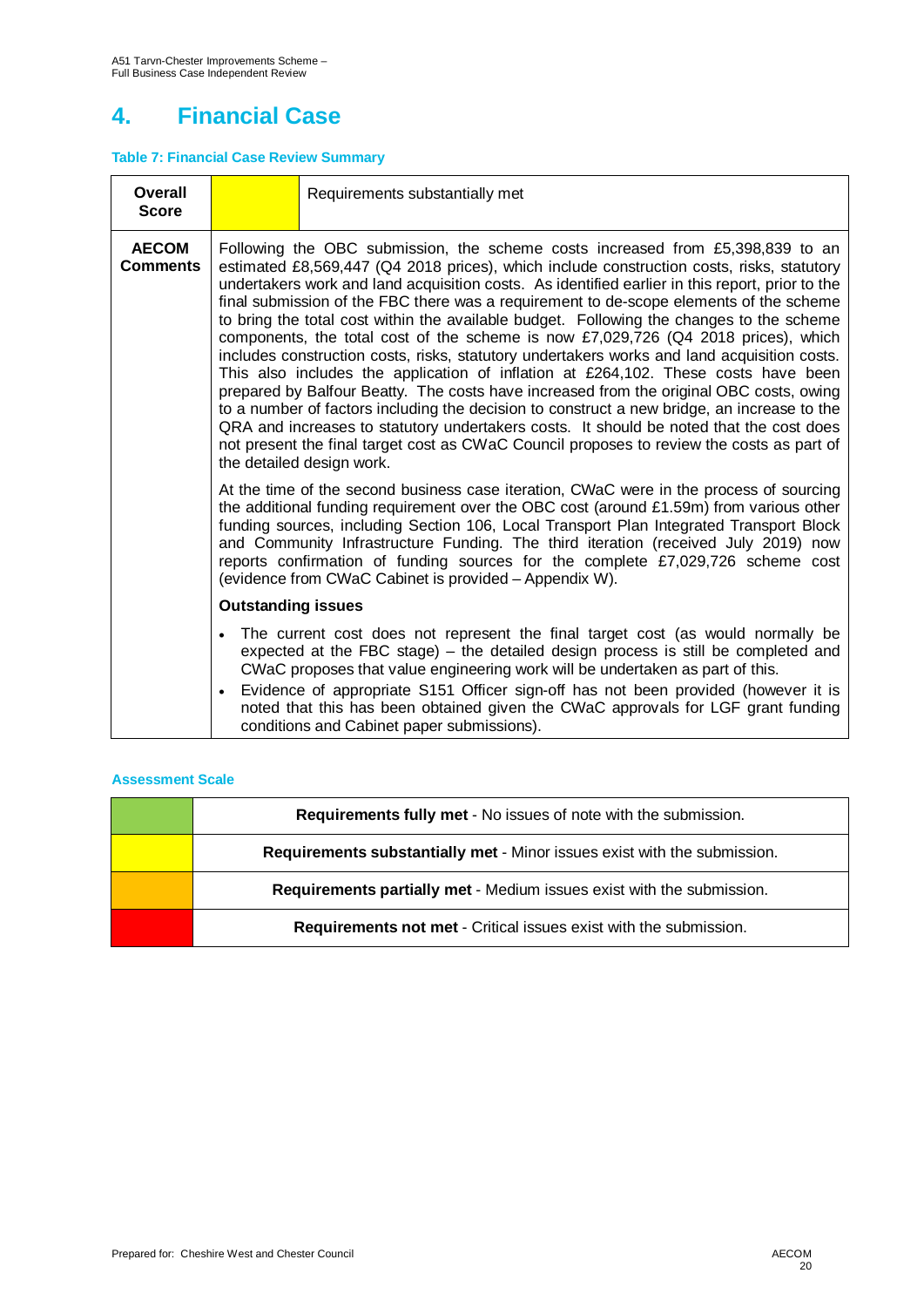# 4. Financial Case

**Table 7: Financial Case Review Summary**

| **Overall Score** | | Requirements substantially met |
|---|---|---|
| **AECOM Comments** | Following the OBC submission, the scheme costs increased from £5,398,839 to an estimated £8,569,447 (Q4 2018 prices), which include construction costs, risks, statutory undertakers work and land acquisition costs. As identified earlier in this report, prior to the final submission of the FBC there was a requirement to de-scope elements of the scheme to bring the total cost within the available budget. Following the changes to the scheme components, the total cost of the scheme is now £7,029,726 (Q4 2018 prices), which includes construction costs, risks, statutory undertakers works and land acquisition costs. This also includes the application of inflation at £264,102. These costs have been prepared by Balfour Beatty. The costs have increased from the original OBC costs, owing to a number of factors including the decision to construct a new bridge, an increase to the QRA and increases to statutory undertakers costs. It should be noted that the cost does not present the final target cost as CWaC Council proposes to review the costs as part of the detailed design work.<br><br>At the time of the second business case iteration, CWaC were in the process of sourcing the additional funding requirement over the OBC cost (around £1.59m) from various other funding sources, including Section 106, Local Transport Plan Integrated Transport Block and Community Infrastructure Funding. The third iteration (received July 2019) now reports confirmation of funding sources for the complete £7,029,726 scheme cost (evidence from CWaC Cabinet is provided – Appendix W).<br><br>**Outstanding issues**<br><br>• The current cost does not represent the final target cost (as would normally be expected at the FBC stage) – the detailed design process is still be completed and CWaC proposes that value engineering work will be undertaken as part of this.<br>• Evidence of appropriate S151 Officer sign-off has not been provided (however it is noted that this has been obtained given the CWaC approvals for LGF grant funding conditions and Cabinet paper submissions). | |

**Assessment Scale**

| | |
|---|---|
| | **Requirements fully met** - No issues of note with the submission. |
| | **Requirements substantially met** - Minor issues exist with the submission. |
| | **Requirements partially met** - Medium issues exist with the submission. |
| | **Requirements not met** - Critical issues exist with the submission. |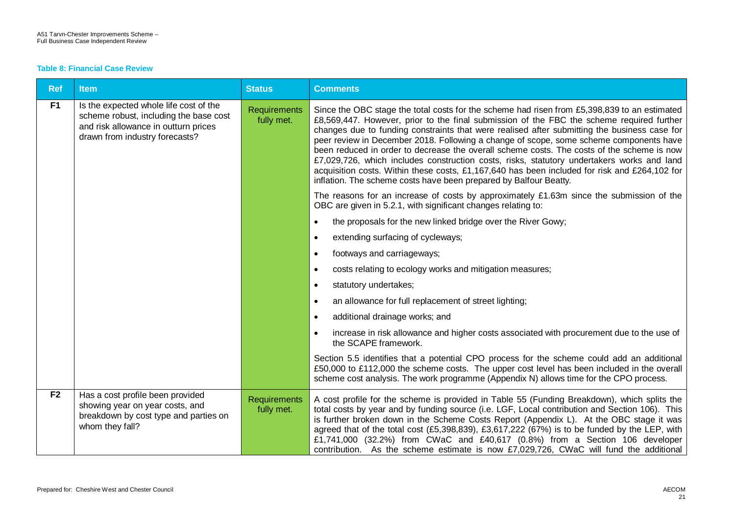**Table 8: Financial Case Review**

| Ref | Item | Status | Comments |
| --- | --- | --- | --- |
| F1 | Is the expected whole life cost of the scheme robust, including the base cost and risk allowance in outturn prices drawn from industry forecasts? | Requirements fully met. | Since the OBC stage the total costs for the scheme had risen from £5,398,839 to an estimated £8,569,447. However, prior to the final submission of the FBC the scheme required further changes due to funding constraints that were realised after submitting the business case for peer review in December 2018. Following a change of scope, some scheme components have been reduced in order to decrease the overall scheme costs. The costs of the scheme is now £7,029,726, which includes construction costs, risks, statutory undertakers works and land acquisition costs. Within these costs, £1,167,640 has been included for risk and £264,102 for inflation. The scheme costs have been prepared by Balfour Beatty.<br><br>The reasons for an increase of costs by approximately £1.63m since the submission of the OBC are given in 5.2.1, with significant changes relating to:<br><br>• the proposals for the new linked bridge over the River Gowy;<br>• extending surfacing of cycleways;<br>• footways and carriageways;<br>• costs relating to ecology works and mitigation measures;<br>• statutory undertakes;<br>• an allowance for full replacement of street lighting;<br>• additional drainage works; and<br>• increase in risk allowance and higher costs associated with procurement due to the use of the SCAPE framework.<br><br>Section 5.5 identifies that a potential CPO process for the scheme could add an additional £50,000 to £112,000 the scheme costs. The upper cost level has been included in the overall scheme cost analysis. The work programme (Appendix N) allows time for the CPO process. |
| F2 | Has a cost profile been provided showing year on year costs, and breakdown by cost type and parties on whom they fall? | Requirements fully met. | A cost profile for the scheme is provided in Table 55 (Funding Breakdown), which splits the total costs by year and by funding source (i.e. LGF, Local contribution and Section 106). This is further broken down in the Scheme Costs Report (Appendix L). At the OBC stage it was agreed that of the total cost (£5,398,839), £3,617,222 (67%) is to be funded by the LEP, with £1,741,000 (32.2%) from CWaC and £40,617 (0.8%) from a Section 106 developer contribution. As the scheme estimate is now £7,029,726, CWaC will fund the additional |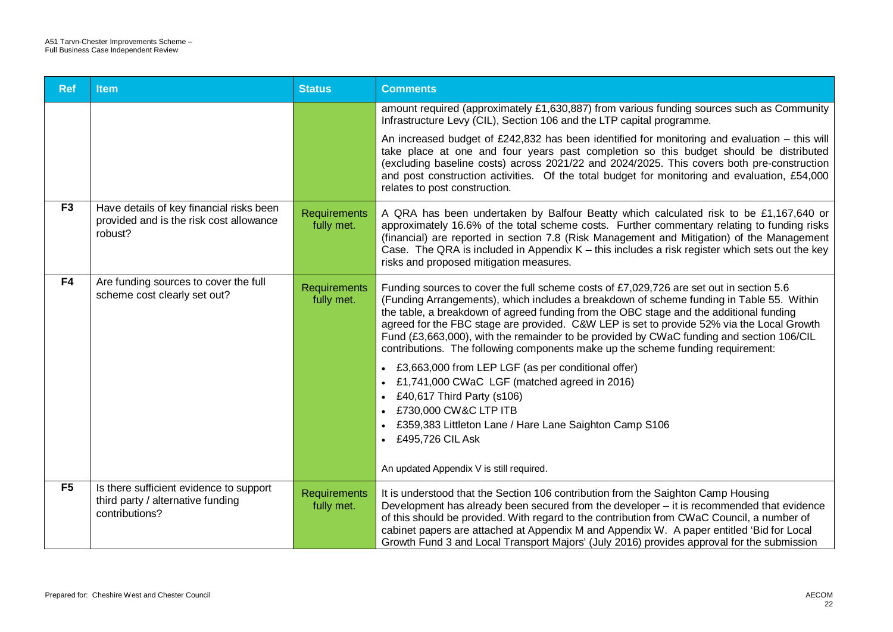| Ref | Item | Status | Comments |
| --- | --- | --- | --- |
| | | | amount required (approximately £1,630,887) from various funding sources such as Community Infrastructure Levy (CIL), Section 106 and the LTP capital programme.<br><br>An increased budget of £242,832 has been identified for monitoring and evaluation – this will take place at one and four years past completion so this budget should be distributed (excluding baseline costs) across 2021/22 and 2024/2025. This covers both pre-construction and post construction activities. Of the total budget for monitoring and evaluation, £54,000 relates to post construction. |
| F3 | Have details of key financial risks been provided and is the risk cost allowance robust? | Requirements fully met. | A QRA has been undertaken by Balfour Beatty which calculated risk to be £1,167,640 or approximately 16.6% of the total scheme costs. Further commentary relating to funding risks (financial) are reported in section 7.8 (Risk Management and Mitigation) of the Management Case. The QRA is included in Appendix K – this includes a risk register which sets out the key risks and proposed mitigation measures. |
| F4 | Are funding sources to cover the full scheme cost clearly set out? | Requirements fully met. | Funding sources to cover the full scheme costs of £7,029,726 are set out in section 5.6 (Funding Arrangements), which includes a breakdown of scheme funding in Table 55. Within the table, a breakdown of agreed funding from the OBC stage and the additional funding agreed for the FBC stage are provided. C&W LEP is set to provide 52% via the Local Growth Fund (£3,663,000), with the remainder to be provided by CWaC funding and section 106/CIL contributions. The following components make up the scheme funding requirement:<br><br>• £3,663,000 from LEP LGF (as per conditional offer)<br>• £1,741,000 CWaC LGF (matched agreed in 2016)<br>• £40,617 Third Party (s106)<br>• £730,000 CW&C LTP ITB<br>• £359,383 Littleton Lane / Hare Lane Saighton Camp S106<br>• £495,726 CIL Ask<br><br>An updated Appendix V is still required. |
| F5 | Is there sufficient evidence to support third party / alternative funding contributions? | Requirements fully met. | It is understood that the Section 106 contribution from the Saighton Camp Housing Development has already been secured from the developer – it is recommended that evidence of this should be provided. With regard to the contribution from CWaC Council, a number of cabinet papers are attached at Appendix M and Appendix W. A paper entitled 'Bid for Local Growth Fund 3 and Local Transport Majors' (July 2016) provides approval for the submission |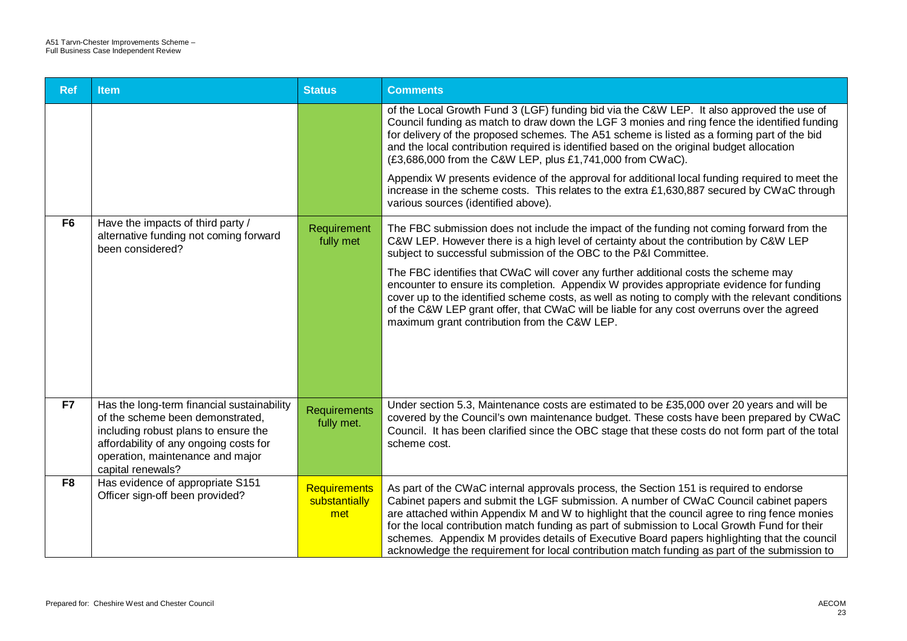| Ref | Item | Status | Comments |
|---|---|---|---|
| | | | of the Local Growth Fund 3 (LGF) funding bid via the C&W LEP. It also approved the use of Council funding as match to draw down the LGF 3 monies and ring fence the identified funding for delivery of the proposed schemes. The A51 scheme is listed as a forming part of the bid and the local contribution required is identified based on the original budget allocation (£3,686,000 from the C&W LEP, plus £1,741,000 from CWaC).<br><br>Appendix W presents evidence of the approval for additional local funding required to meet the increase in the scheme costs. This relates to the extra £1,630,887 secured by CWaC through various sources (identified above). |
| F6 | Have the impacts of third party / alternative funding not coming forward been considered? | Requirement fully met | The FBC submission does not include the impact of the funding not coming forward from the C&W LEP. However there is a high level of certainty about the contribution by C&W LEP subject to successful submission of the OBC to the P&I Committee.<br><br>The FBC identifies that CWaC will cover any further additional costs the scheme may encounter to ensure its completion. Appendix W provides appropriate evidence for funding cover up to the identified scheme costs, as well as noting to comply with the relevant conditions of the C&W LEP grant offer, that CWaC will be liable for any cost overruns over the agreed maximum grant contribution from the C&W LEP. |
| F7 | Has the long-term financial sustainability of the scheme been demonstrated, including robust plans to ensure the affordability of any ongoing costs for operation, maintenance and major capital renewals? | Requirements fully met. | Under section 5.3, Maintenance costs are estimated to be £35,000 over 20 years and will be covered by the Council's own maintenance budget. These costs have been prepared by CWaC Council. It has been clarified since the OBC stage that these costs do not form part of the total scheme cost. |
| F8 | Has evidence of appropriate S151 Officer sign-off been provided? | Requirements substantially met | As part of the CWaC internal approvals process, the Section 151 is required to endorse Cabinet papers and submit the LGF submission. A number of CWaC Council cabinet papers are attached within Appendix M and W to highlight that the council agree to ring fence monies for the local contribution match funding as part of submission to Local Growth Fund for their schemes. Appendix M provides details of Executive Board papers highlighting that the council acknowledge the requirement for local contribution match funding as part of the submission to |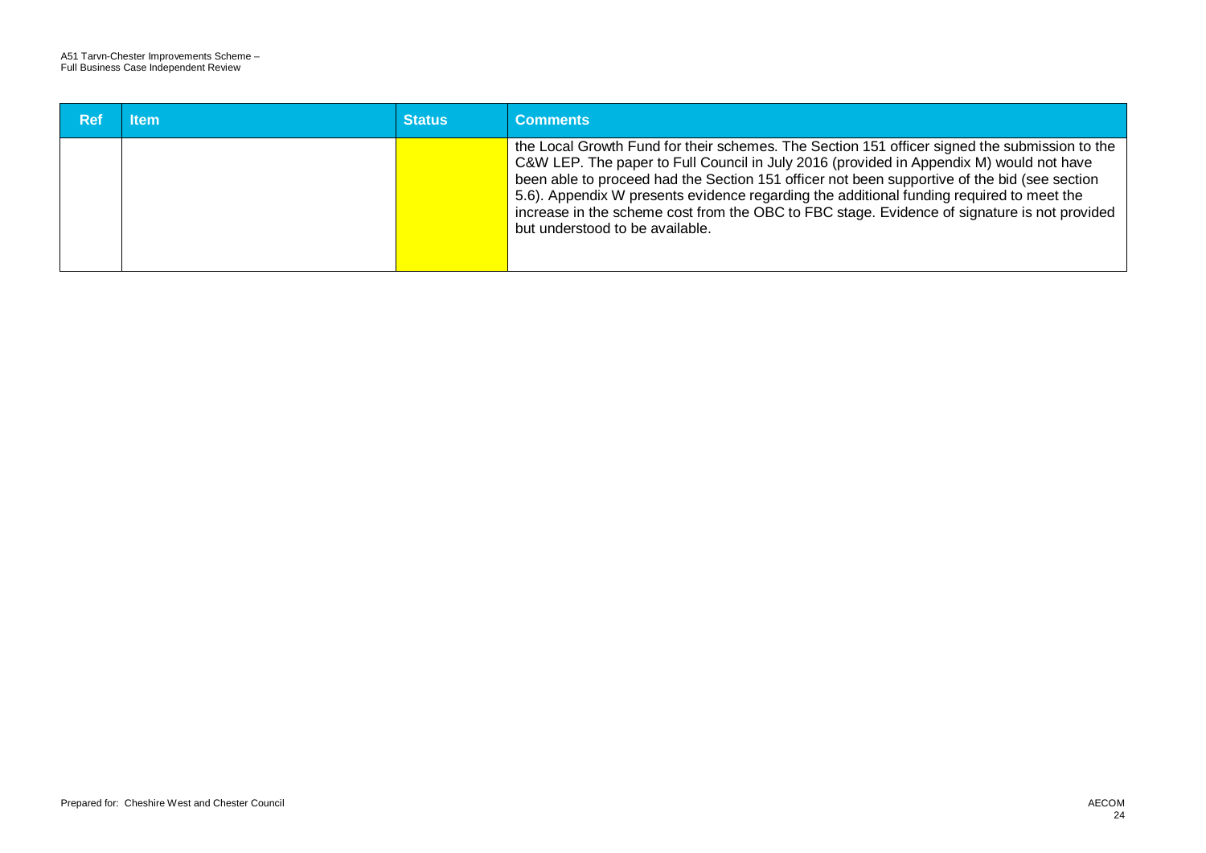| Ref | Item | Status | Comments |
| --- | --- | --- | --- |
| | | | the Local Growth Fund for their schemes. The Section 151 officer signed the submission to the C&W LEP. The paper to Full Council in July 2016 (provided in Appendix M) would not have been able to proceed had the Section 151 officer not been supportive of the bid (see section 5.6). Appendix W presents evidence regarding the additional funding required to meet the increase in the scheme cost from the OBC to FBC stage. Evidence of signature is not provided but understood to be available. |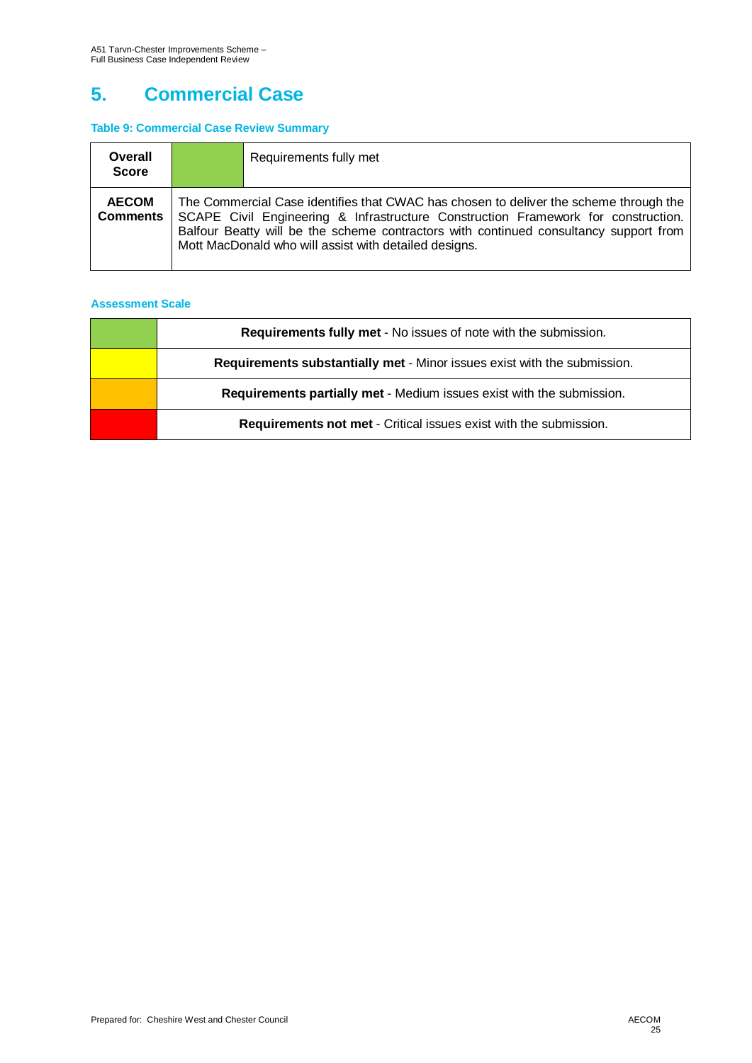# 5. Commercial Case

**Table 9: Commercial Case Review Summary**

| **Overall Score** | | Requirements fully met |
|---|---|---|
| **AECOM Comments** | The Commercial Case identifies that CWAC has chosen to deliver the scheme through the SCAPE Civil Engineering & Infrastructure Construction Framework for construction. Balfour Beatty will be the scheme contractors with continued consultancy support from Mott MacDonald who will assist with detailed designs. | |

**Assessment Scale**

| | |
|---|---|
| | **Requirements fully met** - No issues of note with the submission. |
| | **Requirements substantially met** - Minor issues exist with the submission. |
| | **Requirements partially met** - Medium issues exist with the submission. |
| | **Requirements not met** - Critical issues exist with the submission. |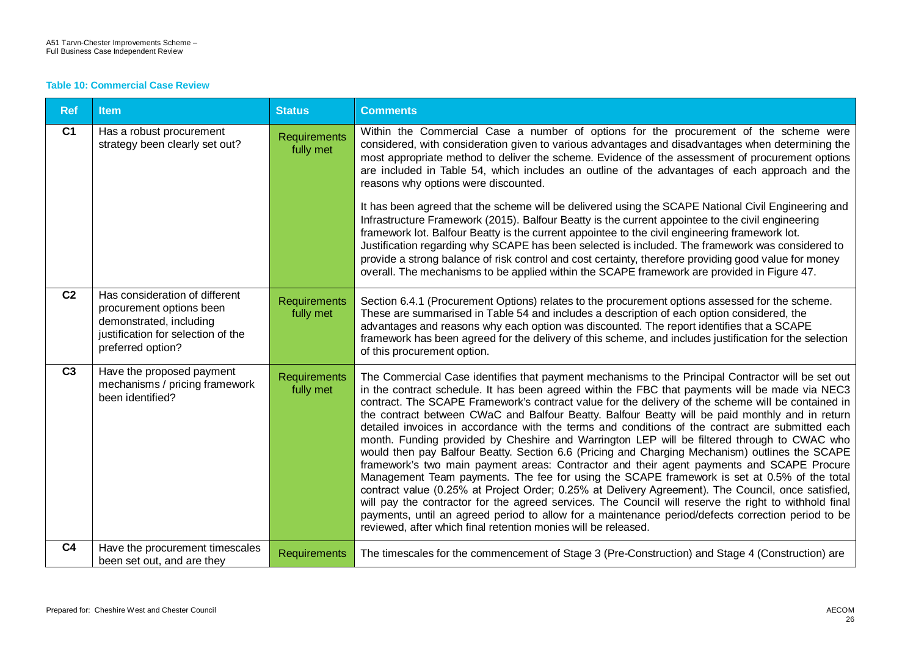**Table 10: Commercial Case Review**

| Ref | Item | Status | Comments |
|---|---|---|---|
| C1 | Has a robust procurement strategy been clearly set out? | Requirements fully met | Within the Commercial Case a number of options for the procurement of the scheme were considered, with consideration given to various advantages and disadvantages when determining the most appropriate method to deliver the scheme. Evidence of the assessment of procurement options are included in Table 54, which includes an outline of the advantages of each approach and the reasons why options were discounted.<br><br>It has been agreed that the scheme will be delivered using the SCAPE National Civil Engineering and Infrastructure Framework (2015). Balfour Beatty is the current appointee to the civil engineering framework lot. Balfour Beatty is the current appointee to the civil engineering framework lot. Justification regarding why SCAPE has been selected is included. The framework was considered to provide a strong balance of risk control and cost certainty, therefore providing good value for money overall. The mechanisms to be applied within the SCAPE framework are provided in Figure 47. |
| C2 | Has consideration of different procurement options been demonstrated, including justification for selection of the preferred option? | Requirements fully met | Section 6.4.1 (Procurement Options) relates to the procurement options assessed for the scheme. These are summarised in Table 54 and includes a description of each option considered, the advantages and reasons why each option was discounted. The report identifies that a SCAPE framework has been agreed for the delivery of this scheme, and includes justification for the selection of this procurement option. |
| C3 | Have the proposed payment mechanisms / pricing framework been identified? | Requirements fully met | The Commercial Case identifies that payment mechanisms to the Principal Contractor will be set out in the contract schedule. It has been agreed within the FBC that payments will be made via NEC3 contract. The SCAPE Framework's contract value for the delivery of the scheme will be contained in the contract between CWaC and Balfour Beatty. Balfour Beatty will be paid monthly and in return detailed invoices in accordance with the terms and conditions of the contract are submitted each month. Funding provided by Cheshire and Warrington LEP will be filtered through to CWAC who would then pay Balfour Beatty. Section 6.6 (Pricing and Charging Mechanism) outlines the SCAPE framework's two main payment areas: Contractor and their agent payments and SCAPE Procure Management Team payments. The fee for using the SCAPE framework is set at 0.5% of the total contract value (0.25% at Project Order; 0.25% at Delivery Agreement). The Council, once satisfied, will pay the contractor for the agreed services. The Council will reserve the right to withhold final payments, until an agreed period to allow for a maintenance period/defects correction period to be reviewed, after which final retention monies will be released. |
| C4 | Have the procurement timescales been set out, and are they | Requirements | The timescales for the commencement of Stage 3 (Pre-Construction) and Stage 4 (Construction) are |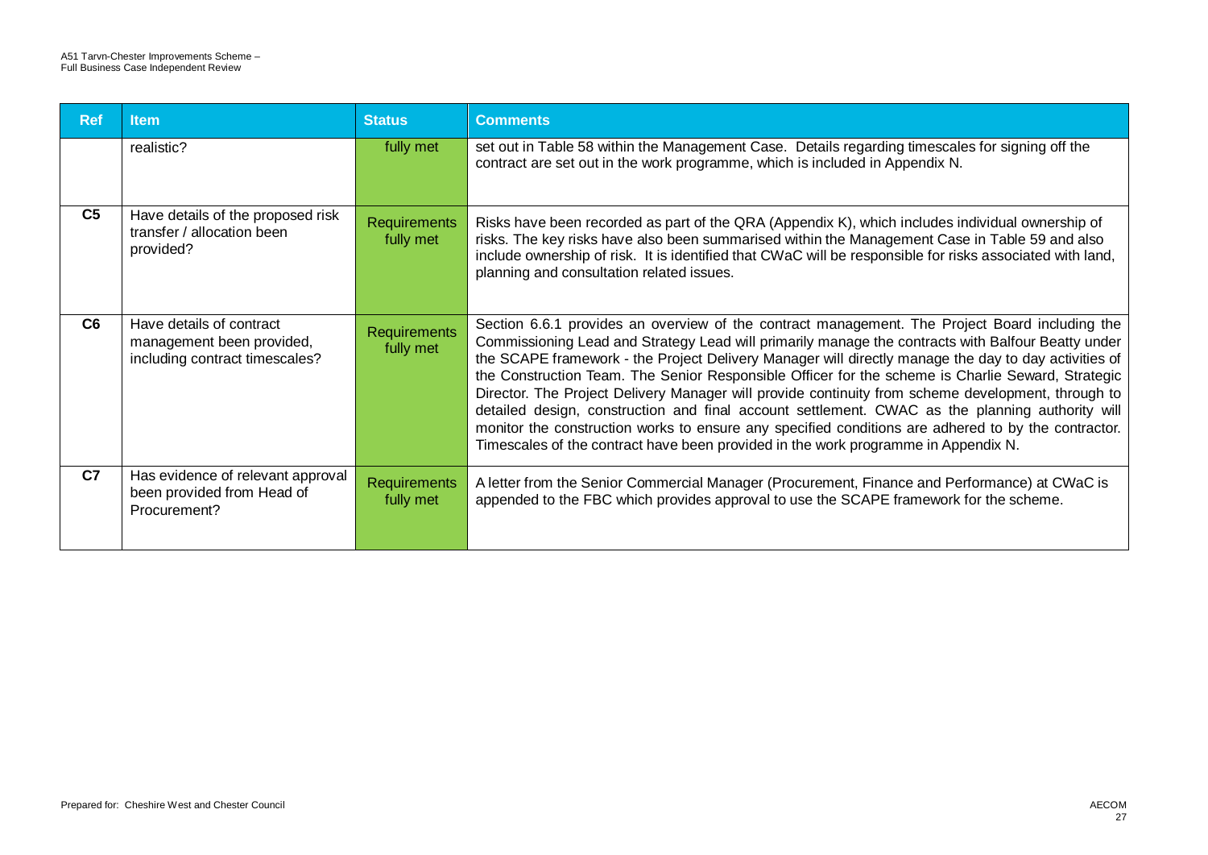| Ref | Item | Status | Comments |
|---|---|---|---|
| | realistic? | fully met | set out in Table 58 within the Management Case. Details regarding timescales for signing off the contract are set out in the work programme, which is included in Appendix N. |
| C5 | Have details of the proposed risk transfer / allocation been provided? | Requirements fully met | Risks have been recorded as part of the QRA (Appendix K), which includes individual ownership of risks. The key risks have also been summarised within the Management Case in Table 59 and also include ownership of risk. It is identified that CWaC will be responsible for risks associated with land, planning and consultation related issues. |
| C6 | Have details of contract management been provided, including contract timescales? | Requirements fully met | Section 6.6.1 provides an overview of the contract management. The Project Board including the Commissioning Lead and Strategy Lead will primarily manage the contracts with Balfour Beatty under the SCAPE framework - the Project Delivery Manager will directly manage the day to day activities of the Construction Team. The Senior Responsible Officer for the scheme is Charlie Seward, Strategic Director. The Project Delivery Manager will provide continuity from scheme development, through to detailed design, construction and final account settlement. CWAC as the planning authority will monitor the construction works to ensure any specified conditions are adhered to by the contractor. Timescales of the contract have been provided in the work programme in Appendix N. |
| C7 | Has evidence of relevant approval been provided from Head of Procurement? | Requirements fully met | A letter from the Senior Commercial Manager (Procurement, Finance and Performance) at CWaC is appended to the FBC which provides approval to use the SCAPE framework for the scheme. |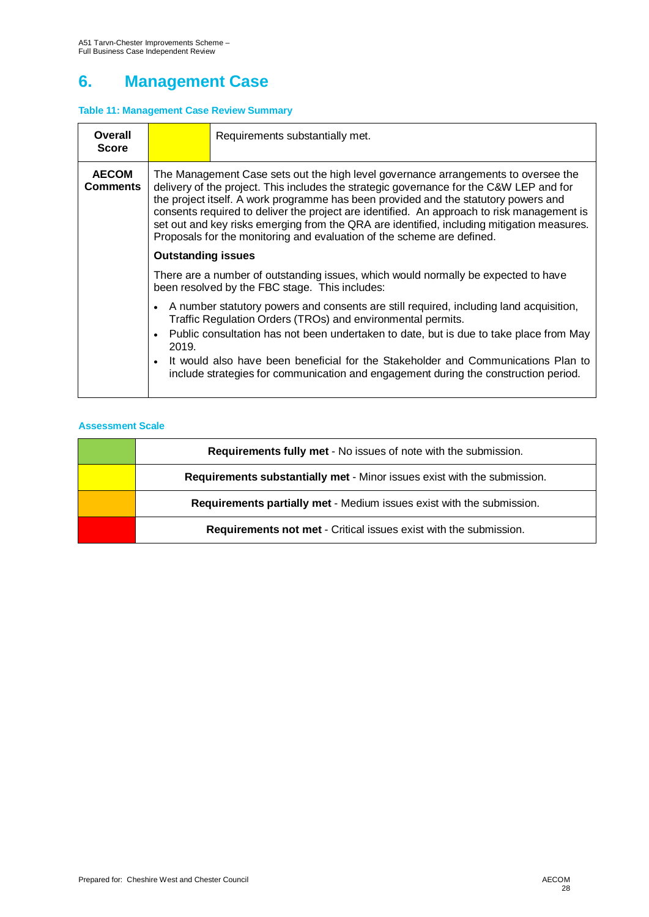# 6. Management Case

**Table 11: Management Case Review Summary**

| **Overall Score** | | Requirements substantially met. |
|---|---|---|
| **AECOM Comments** | The Management Case sets out the high level governance arrangements to oversee the delivery of the project. This includes the strategic governance for the C&W LEP and for the project itself. A work programme has been provided and the statutory powers and consents required to deliver the project are identified. An approach to risk management is set out and key risks emerging from the QRA are identified, including mitigation measures. Proposals for the monitoring and evaluation of the scheme are defined. <br><br> **Outstanding issues** <br><br> There are a number of outstanding issues, which would normally be expected to have been resolved by the FBC stage. This includes: <br><br> • A number statutory powers and consents are still required, including land acquisition, Traffic Regulation Orders (TROs) and environmental permits. <br> • Public consultation has not been undertaken to date, but is due to take place from May 2019. <br> • It would also have been beneficial for the Stakeholder and Communications Plan to include strategies for communication and engagement during the construction period. | |

**Assessment Scale**

| | |
|---|---|
| (Green) | **Requirements fully met** - No issues of note with the submission. |
| (Yellow) | **Requirements substantially met** - Minor issues exist with the submission. |
| (Amber) | **Requirements partially met** - Medium issues exist with the submission. |
| (Red) | **Requirements not met** - Critical issues exist with the submission. |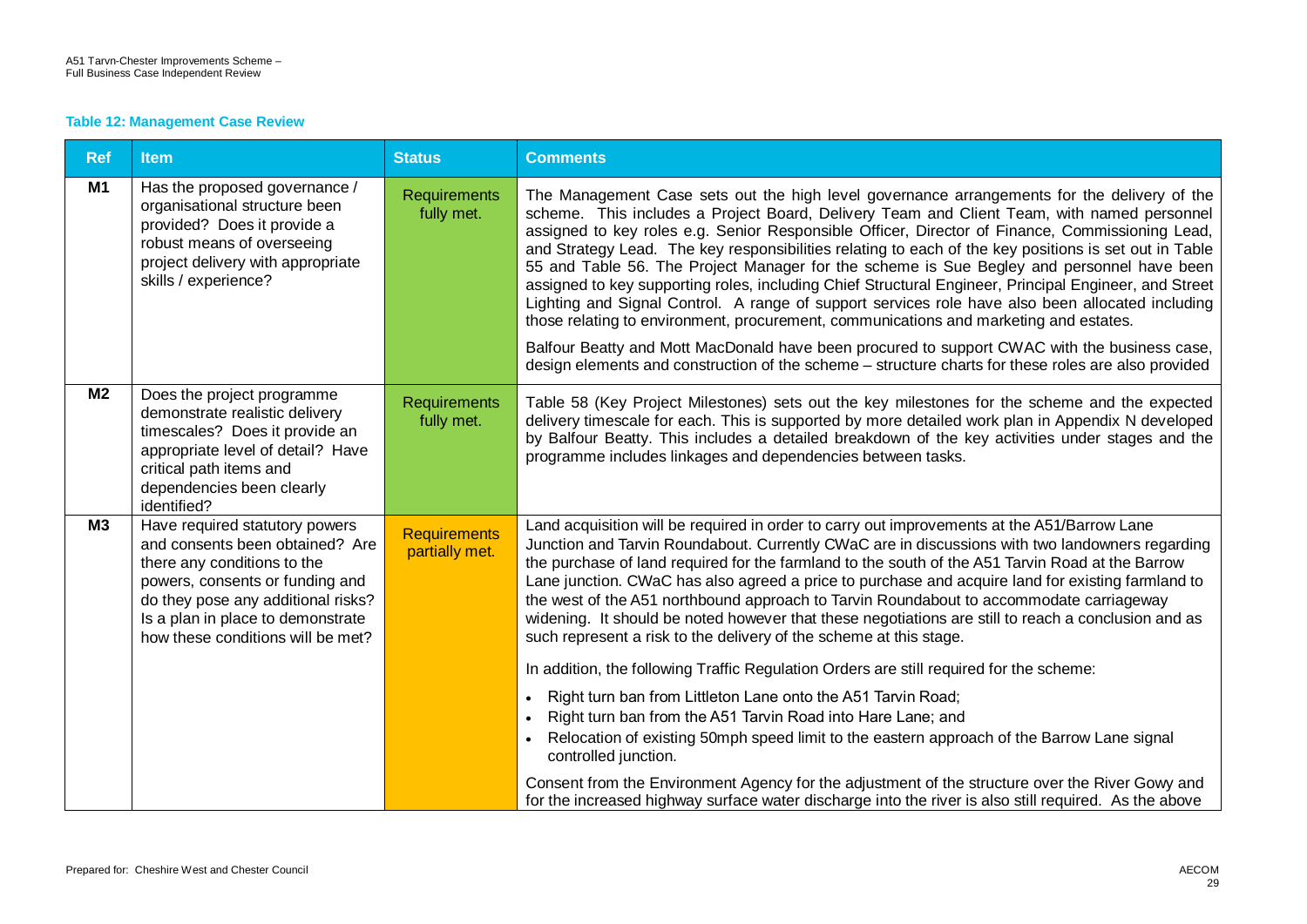**Table 12: Management Case Review**

| Ref | Item | Status | Comments |
|---|---|---|---|
| M1 | Has the proposed governance / organisational structure been provided? Does it provide a robust means of overseeing project delivery with appropriate skills / experience? | Requirements fully met. | The Management Case sets out the high level governance arrangements for the delivery of the scheme. This includes a Project Board, Delivery Team and Client Team, with named personnel assigned to key roles e.g. Senior Responsible Officer, Director of Finance, Commissioning Lead, and Strategy Lead. The key responsibilities relating to each of the key positions is set out in Table 55 and Table 56. The Project Manager for the scheme is Sue Begley and personnel have been assigned to key supporting roles, including Chief Structural Engineer, Principal Engineer, and Street Lighting and Signal Control. A range of support services role have also been allocated including those relating to environment, procurement, communications and marketing and estates.<br><br>Balfour Beatty and Mott MacDonald have been procured to support CWAC with the business case, design elements and construction of the scheme – structure charts for these roles are also provided |
| M2 | Does the project programme demonstrate realistic delivery timescales? Does it provide an appropriate level of detail? Have critical path items and dependencies been clearly identified? | Requirements fully met. | Table 58 (Key Project Milestones) sets out the key milestones for the scheme and the expected delivery timescale for each. This is supported by more detailed work plan in Appendix N developed by Balfour Beatty. This includes a detailed breakdown of the key activities under stages and the programme includes linkages and dependencies between tasks. |
| M3 | Have required statutory powers and consents been obtained? Are there any conditions to the powers, consents or funding and do they pose any additional risks? Is a plan in place to demonstrate how these conditions will be met? | Requirements partially met. | Land acquisition will be required in order to carry out improvements at the A51/Barrow Lane Junction and Tarvin Roundabout. Currently CWaC are in discussions with two landowners regarding the purchase of land required for the farmland to the south of the A51 Tarvin Road at the Barrow Lane junction. CWaC has also agreed a price to purchase and acquire land for existing farmland to the west of the A51 northbound approach to Tarvin Roundabout to accommodate carriageway widening. It should be noted however that these negotiations are still to reach a conclusion and as such represent a risk to the delivery of the scheme at this stage.<br><br>In addition, the following Traffic Regulation Orders are still required for the scheme:<br><br>• Right turn ban from Littleton Lane onto the A51 Tarvin Road;<br>• Right turn ban from the A51 Tarvin Road into Hare Lane; and<br>• Relocation of existing 50mph speed limit to the eastern approach of the Barrow Lane signal controlled junction.<br><br>Consent from the Environment Agency for the adjustment of the structure over the River Gowy and for the increased highway surface water discharge into the river is also still required. As the above |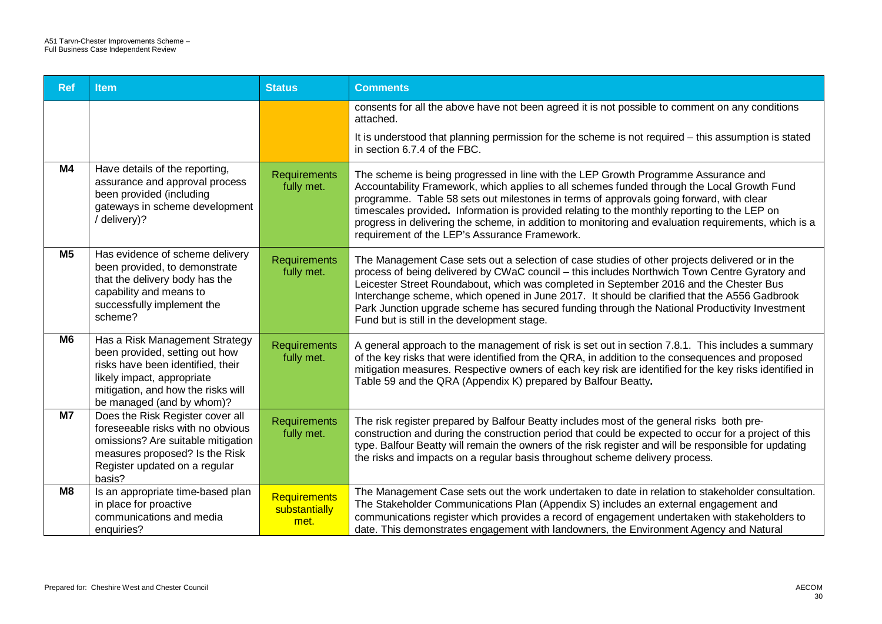| Ref | Item | Status | Comments |
|---|---|---|---|
| | | | consents for all the above have not been agreed it is not possible to comment on any conditions attached.<br><br>It is understood that planning permission for the scheme is not required – this assumption is stated in section 6.7.4 of the FBC. |
| **M4** | Have details of the reporting, assurance and approval process been provided (including gateways in scheme development / delivery)? | Requirements fully met. | The scheme is being progressed in line with the LEP Growth Programme Assurance and Accountability Framework, which applies to all schemes funded through the Local Growth Fund programme. Table 58 sets out milestones in terms of approvals going forward, with clear timescales provided. Information is provided relating to the monthly reporting to the LEP on progress in delivering the scheme, in addition to monitoring and evaluation requirements, which is a requirement of the LEP's Assurance Framework. |
| **M5** | Has evidence of scheme delivery been provided, to demonstrate that the delivery body has the capability and means to successfully implement the scheme? | Requirements fully met. | The Management Case sets out a selection of case studies of other projects delivered or in the process of being delivered by CWaC council – this includes Northwich Town Centre Gyratory and Leicester Street Roundabout, which was completed in September 2016 and the Chester Bus Interchange scheme, which opened in June 2017. It should be clarified that the A556 Gadbrook Park Junction upgrade scheme has secured funding through the National Productivity Investment Fund but is still in the development stage. |
| **M6** | Has a Risk Management Strategy been provided, setting out how risks have been identified, their likely impact, appropriate mitigation, and how the risks will be managed (and by whom)? | Requirements fully met. | A general approach to the management of risk is set out in section 7.8.1. This includes a summary of the key risks that were identified from the QRA, in addition to the consequences and proposed mitigation measures. Respective owners of each key risk are identified for the key risks identified in Table 59 and the QRA (Appendix K) prepared by Balfour Beatty. |
| **M7** | Does the Risk Register cover all foreseeable risks with no obvious omissions? Are suitable mitigation measures proposed? Is the Risk Register updated on a regular basis? | Requirements fully met. | The risk register prepared by Balfour Beatty includes most of the general risks both pre-construction and during the construction period that could be expected to occur for a project of this type. Balfour Beatty will remain the owners of the risk register and will be responsible for updating the risks and impacts on a regular basis throughout scheme delivery process. |
| **M8** | Is an appropriate time-based plan in place for proactive communications and media enquiries? | Requirements substantially met. | The Management Case sets out the work undertaken to date in relation to stakeholder consultation. The Stakeholder Communications Plan (Appendix S) includes an external engagement and communications register which provides a record of engagement undertaken with stakeholders to date. This demonstrates engagement with landowners, the Environment Agency and Natural |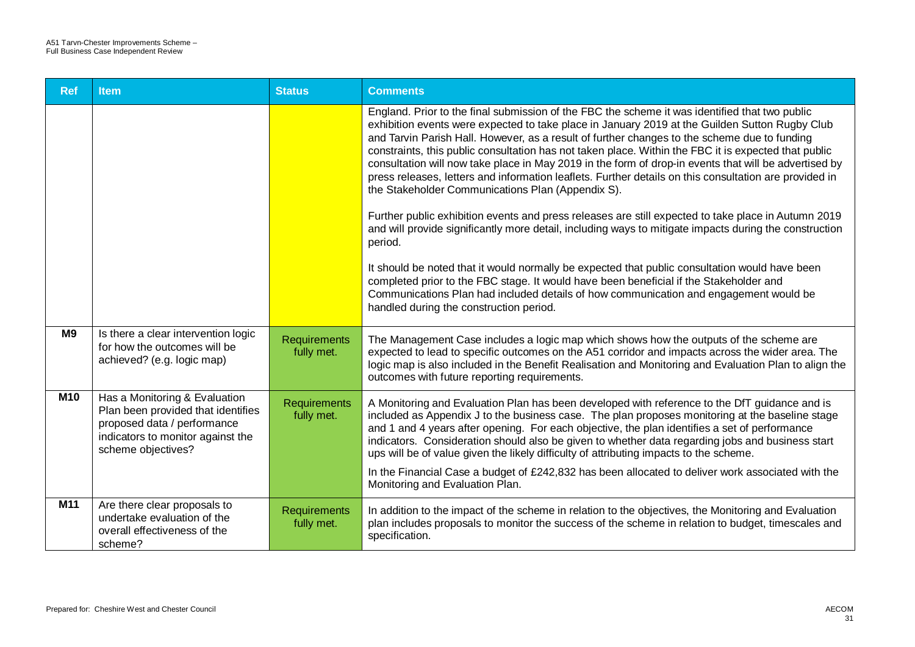| Ref | Item | Status | Comments |
|---|---|---|---|
| | | | England. Prior to the final submission of the FBC the scheme it was identified that two public exhibition events were expected to take place in January 2019 at the Guilden Sutton Rugby Club and Tarvin Parish Hall. However, as a result of further changes to the scheme due to funding constraints, this public consultation has not taken place. Within the FBC it is expected that public consultation will now take place in May 2019 in the form of drop-in events that will be advertised by press releases, letters and information leaflets. Further details on this consultation are provided in the Stakeholder Communications Plan (Appendix S).<br><br>Further public exhibition events and press releases are still expected to take place in Autumn 2019 and will provide significantly more detail, including ways to mitigate impacts during the construction period.<br><br>It should be noted that it would normally be expected that public consultation would have been completed prior to the FBC stage. It would have been beneficial if the Stakeholder and Communications Plan had included details of how communication and engagement would be handled during the construction period. |
| M9 | Is there a clear intervention logic for how the outcomes will be achieved? (e.g. logic map) | Requirements fully met. | The Management Case includes a logic map which shows how the outputs of the scheme are expected to lead to specific outcomes on the A51 corridor and impacts across the wider area. The logic map is also included in the Benefit Realisation and Monitoring and Evaluation Plan to align the outcomes with future reporting requirements. |
| M10 | Has a Monitoring & Evaluation Plan been provided that identifies proposed data / performance indicators to monitor against the scheme objectives? | Requirements fully met. | A Monitoring and Evaluation Plan has been developed with reference to the DfT guidance and is included as Appendix J to the business case. The plan proposes monitoring at the baseline stage and 1 and 4 years after opening. For each objective, the plan identifies a set of performance indicators. Consideration should also be given to whether data regarding jobs and business start ups will be of value given the likely difficulty of attributing impacts to the scheme.<br><br>In the Financial Case a budget of £242,832 has been allocated to deliver work associated with the Monitoring and Evaluation Plan. |
| M11 | Are there clear proposals to undertake evaluation of the overall effectiveness of the scheme? | Requirements fully met. | In addition to the impact of the scheme in relation to the objectives, the Monitoring and Evaluation plan includes proposals to monitor the success of the scheme in relation to budget, timescales and specification. |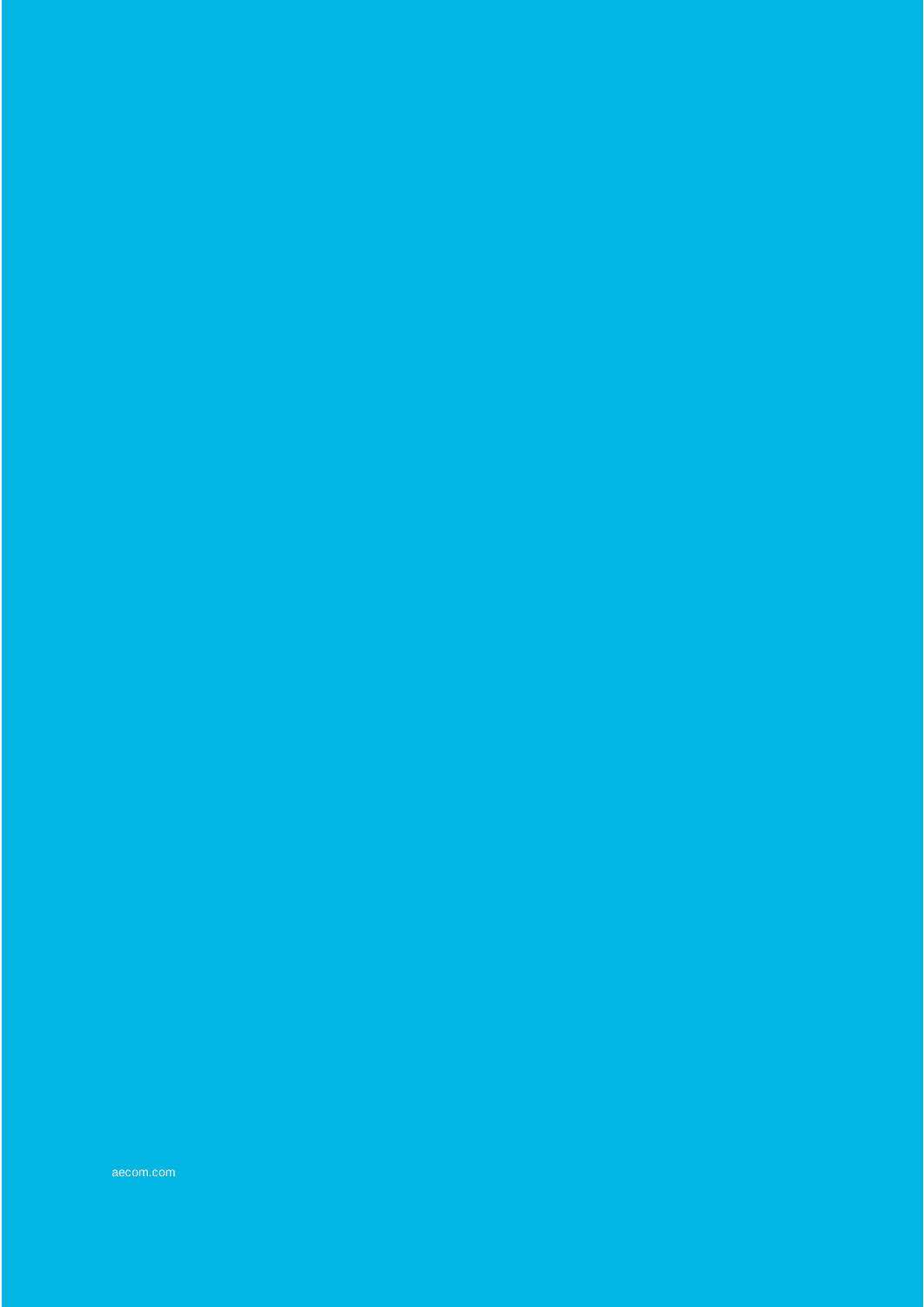aecom.com